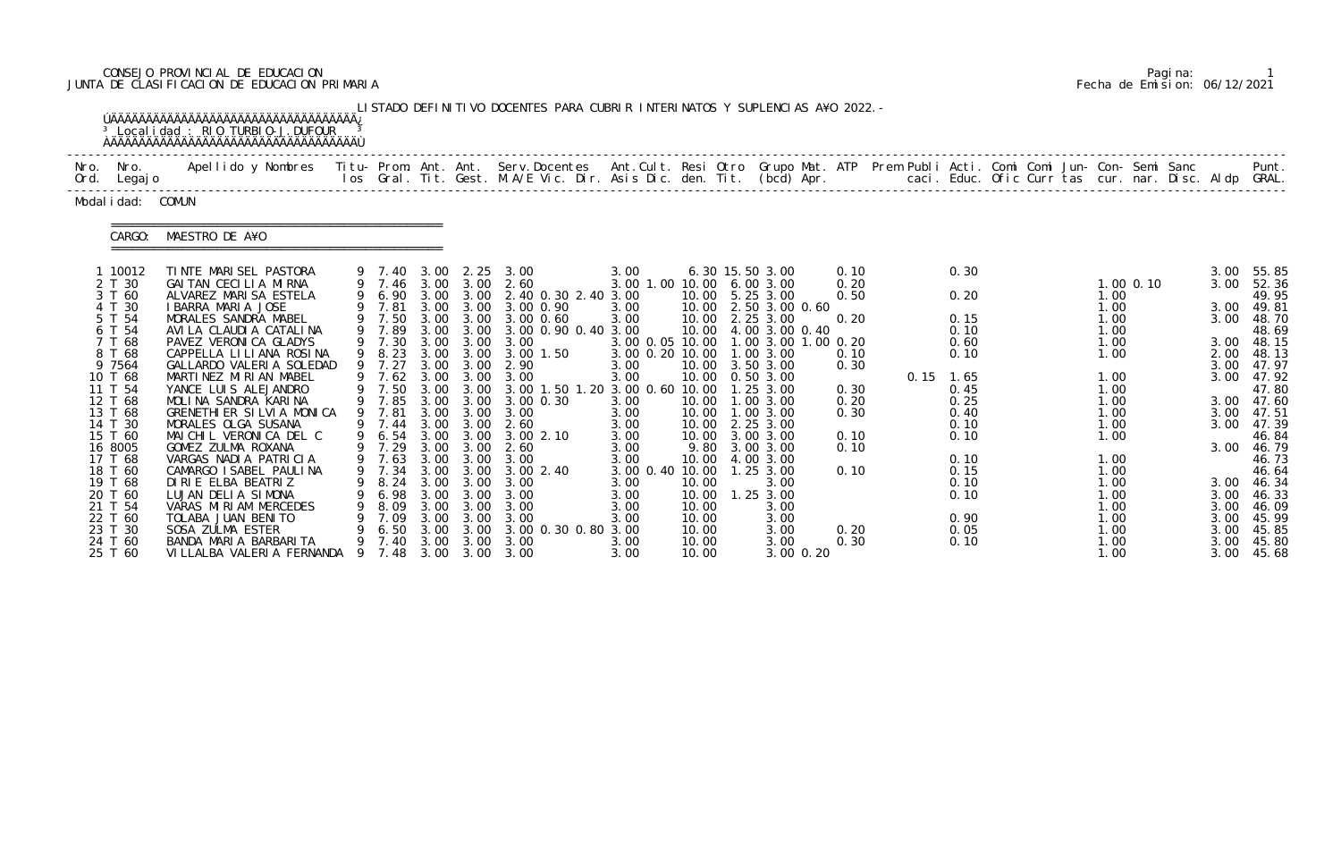CONSEJO PROVINCIAL DE EDUCACION
JUNTA DE CLASIFICACION DE EDUCACION PRIMARIA

LISTADO DEFINITIVO DOCENTES PARA CUBRIR INTERINATOS Y SUPLENCIAS A¥O 2022.-

Localidad : RIO TURBIO-J.DUFOUR

Modalidad: COMUN

CARGO: MAESTRO DE A¥O

| Nro. Ord. | Nro. Legajo | Apellido y Nombres | Titulos | Prom. Gral. | Ant. Tit. | Ant. Gest. | Serv.Docentes M.A/E Vic. Dir. | Ant.Cult. Asis Dic. | Resi den. | Otro Tit. | Grupo Mat. (bcd) | ATP Apr. | Prem | Publi caci. | Acti. Educ. | Comi Ofic | Comi Curr | Jun- tas | Con- cur. | Semi nar. | Sanc Disc. | Aldp | Punt. GRAL. |
|---|---|---|---|---|---|---|---|---|---|---|---|---|---|---|---|---|---|---|---|---|---|---|---|
| 1 | 10012 | TINTE MARISEL PASTORA | 9 | 7.40 | 3.00 | 2.25 | 3.00 | 3.00 | 6.30 | 15.50 | 3.00 | 0.10 | | | 0.30 | | | | | | | 3.00 | 55.85 |
| 2 | T 30 | GAITAN CECILIA MIRNA | 9 | 7.46 | 3.00 | 3.00 | 2.60 | 3.00 1.00 | 10.00 | 6.00 | 3.00 | 0.20 | | | | | | | 1.00 | 0.10 | | 3.00 | 52.36 |
| 3 | T 60 | ALVAREZ MARISA ESTELA | 9 | 6.90 | 3.00 | 3.00 | 2.40 0.30 2.40 | 3.00 | 10.00 | 5.25 | 3.00 | 0.50 | | | 0.20 | | | | 1.00 | | | | 49.95 |
| 4 | T 30 | IBARRA MARIA JOSE | 9 | 7.81 | 3.00 | 3.00 | 3.00 0.90 | 3.00 | 10.00 | 2.50 | 3.00 0.60 | | | | | | | | 1.00 | | | 3.00 | 49.81 |
| 5 | T 54 | MORALES SANDRA MABEL | 9 | 7.50 | 3.00 | 3.00 | 3.00 0.60 | 3.00 | 10.00 | 2.25 | 3.00 | 0.20 | | | 0.15 | | | | 1.00 | | | 3.00 | 48.70 |
| 6 | T 54 | AVILA CLAUDIA CATALINA | 9 | 7.89 | 3.00 | 3.00 | 3.00 0.90 0.40 | 3.00 | 10.00 | 4.00 | 3.00 0.40 | | | | 0.10 | | | | 1.00 | | | | 48.69 |
| 7 | T 68 | PAVEZ VERONICA GLADYS | 9 | 7.30 | 3.00 | 3.00 | 3.00 | 3.00 0.05 | 10.00 | 1.00 | 3.00 1.00 | 0.20 | | | 0.60 | | | | 1.00 | | | 3.00 | 48.15 |
| 8 | T 68 | CAPPELLA LILIANA ROSINA | 9 | 8.23 | 3.00 | 3.00 | 3.00 1.50 | 3.00 0.20 | 10.00 | 1.00 | 3.00 | 0.10 | | | 0.10 | | | | 1.00 | | | 2.00 | 48.13 |
| 9 | 7564 | GALLARDO VALERIA SOLEDAD | 9 | 7.27 | 3.00 | 3.00 | 2.90 | 3.00 | 10.00 | 3.50 | 3.00 | 0.30 | | | | | | | | | | 3.00 | 47.97 |
| 10 | T 68 | MARTINEZ MIRIAN MABEL | 9 | 7.62 | 3.00 | 3.00 | 3.00 | 3.00 | 10.00 | 0.50 | 3.00 | | | 0.15 | 1.65 | | | | 1.00 | | | 3.00 | 47.92 |
| 11 | T 54 | YANCE LUIS ALEJANDRO | 9 | 7.50 | 3.00 | 3.00 | 3.00 1.50 1.20 | 3.00 0.60 | 10.00 | 1.25 | 3.00 | 0.30 | | | 0.45 | | | | 1.00 | | | | 47.80 |
| 12 | T 68 | MOLINA SANDRA KARINA | 9 | 7.85 | 3.00 | 3.00 | 3.00 0.30 | 3.00 | 10.00 | 1.00 | 3.00 | 0.20 | | | 0.25 | | | | 1.00 | | | 3.00 | 47.60 |
| 13 | T 68 | GRENETHIER SILVIA MONICA | 9 | 7.81 | 3.00 | 3.00 | 3.00 | 3.00 | 10.00 | 1.00 | 3.00 | 0.30 | | | 0.40 | | | | 1.00 | | | 3.00 | 47.51 |
| 14 | T 30 | MORALES OLGA SUSANA | 9 | 7.44 | 3.00 | 3.00 | 2.60 | 3.00 | 10.00 | 2.25 | 3.00 | | | | 0.10 | | | | 1.00 | | | 3.00 | 47.39 |
| 15 | T 60 | MAICHIL VERONICA DEL C | 9 | 6.54 | 3.00 | 3.00 | 3.00 2.10 | 3.00 | 10.00 | 3.00 | 3.00 | 0.10 | | | 0.10 | | | | 1.00 | | | | 46.84 |
| 16 | 8005 | GOMEZ ZULMA ROXANA | 9 | 7.29 | 3.00 | 3.00 | 2.60 | 3.00 | 9.80 | 3.00 | 3.00 | 0.10 | | | | | | | | | | 3.00 | 46.79 |
| 17 | T 68 | VARGAS NADIA PATRICIA | 9 | 7.63 | 3.00 | 3.00 | 3.00 | 3.00 | 10.00 | 4.00 | 3.00 | | | | 0.10 | | | | 1.00 | | | | 46.73 |
| 18 | T 60 | CAMARGO ISABEL PAULINA | 9 | 7.34 | 3.00 | 3.00 | 3.00 2.40 | 3.00 0.40 | 10.00 | 1.25 | 3.00 | 0.10 | | | 0.15 | | | | 1.00 | | | | 46.64 |
| 19 | T 68 | DIRIE ELBA BEATRIZ | 9 | 8.24 | 3.00 | 3.00 | 3.00 | 3.00 | 10.00 | | 3.00 | | | | 0.10 | | | | 1.00 | | | 3.00 | 46.34 |
| 20 | T 60 | LUJAN DELIA SIMONA | 9 | 6.98 | 3.00 | 3.00 | 3.00 | 3.00 | 10.00 | 1.25 | 3.00 | | | | 0.10 | | | | 1.00 | | | 3.00 | 46.33 |
| 21 | T 54 | VARAS MIRIAM MERCEDES | 9 | 8.09 | 3.00 | 3.00 | 3.00 | 3.00 | 10.00 | | 3.00 | | | | | | | | 1.00 | | | 3.00 | 46.09 |
| 22 | T 60 | TOLABA JUAN BENITO | 9 | 7.09 | 3.00 | 3.00 | 3.00 | 3.00 | 10.00 | | 3.00 | | | | 0.90 | | | | 1.00 | | | 3.00 | 45.99 |
| 23 | T 30 | SOSA ZULMA ESTER | 9 | 6.50 | 3.00 | 3.00 | 3.00 0.30 0.80 | 3.00 | 10.00 | | 3.00 | 0.20 | | | 0.05 | | | | 1.00 | | | 3.00 | 45.85 |
| 24 | T 60 | BANDA MARIA BARBARITA | 9 | 7.40 | 3.00 | 3.00 | 3.00 | 3.00 | 10.00 | | 3.00 | 0.30 | | | 0.10 | | | | 1.00 | | | 3.00 | 45.80 |
| 25 | T 60 | VILLALBA VALERIA FERNANDA | 9 | 7.48 | 3.00 | 3.00 | 3.00 | 3.00 | 10.00 | | 3.00 0.20 | | | | | | | | 1.00 | | | 3.00 | 45.68 |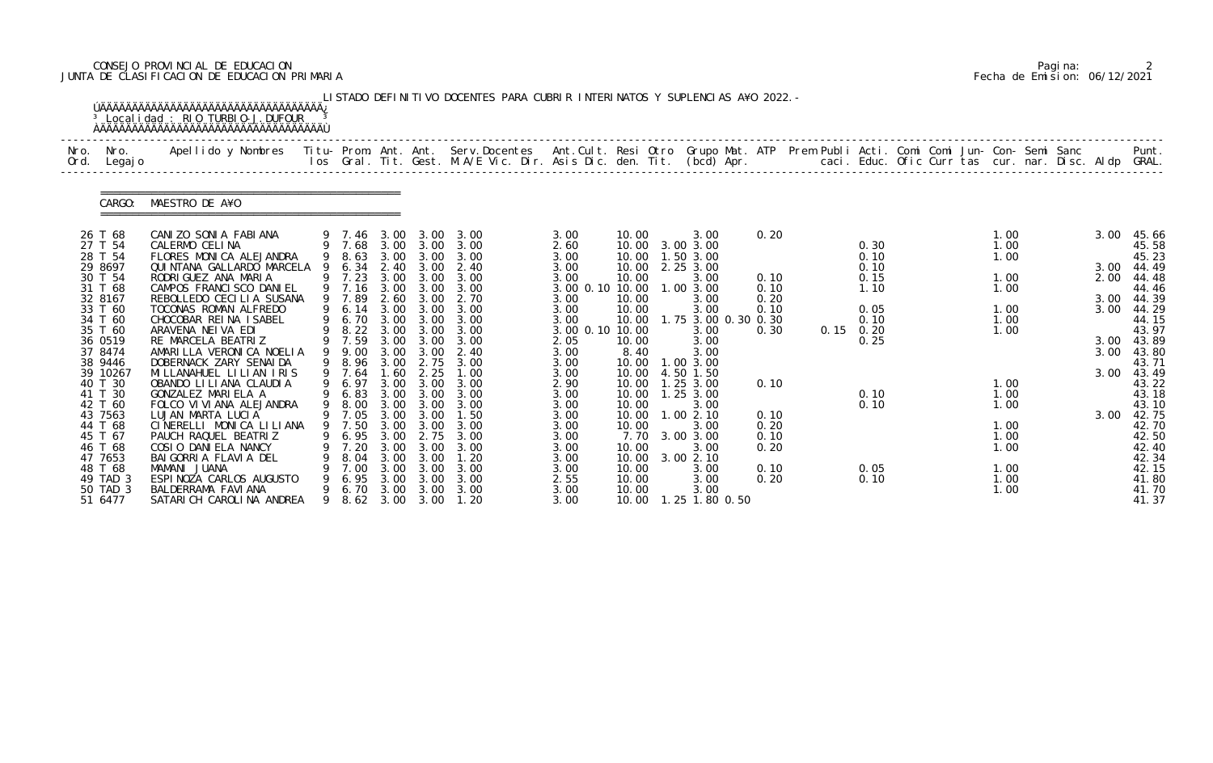CONSEJO PROVINCIAL DE EDUCACION
JUNTA DE CLASIFICACION DE EDUCACION PRIMARIA

Pagina: 2
Fecha de Emision: 06/12/2021

LISTADO DEFINITIVO DOCENTES PARA CUBRIR INTERINATOS Y SUPLENCIAS A¥O 2022.-

Localidad : RIO TURBIO-J.DUFOUR

CARGO: MAESTRO DE A¥O

| Nro. Ord. | Nro. Legajo | Apellido y Nombres | Titu- los | Prom. Gral. | Ant. Tit. | Ant. Gest. | Serv.Docentes M.A/E Vic. Dir. | Ant.Cult. Asis Dic. | Resi den. | Otro Tit. | Grupo Mat. (bcd) Apr. | ATP | Prem Publi caci. | Acti. Educ. | Comi Ofic | Comi Curr | Jun- tas | Con- cur. | Semi nar. | Sanc Disc. | Aldp | Punt. GRAL. |
|---|---|---|---|---|---|---|---|---|---|---|---|---|---|---|---|---|---|---|---|---|---|---|
| 26 | T 68 | CANIZO SONIA FABIANA | 9 | 7.46 | 3.00 | 3.00 | 3.00 | 3.00 | 10.00 | | 3.00 | 0.20 | | | | | | 1.00 | | | 3.00 | 45.66 |
| 27 | T 54 | CALERMO CELINA | 9 | 7.68 | 3.00 | 3.00 | 3.00 | 2.60 | 10.00 | 3.00 | 3.00 | | | 0.30 | | | | 1.00 | | | | 45.58 |
| 28 | T 54 | FLORES MONICA ALEJANDRA | 9 | 8.63 | 3.00 | 3.00 | 3.00 | 3.00 | 10.00 | 1.50 | 3.00 | | | 0.10 | | | | 1.00 | | | | 45.23 |
| 29 | 8697 | QUINTANA GALLARDO MARCELA | 9 | 6.34 | 2.40 | 3.00 | 2.40 | 3.00 | 10.00 | 2.25 | 3.00 | | | 0.10 | | | | | | | 3.00 | 44.49 |
| 30 | T 54 | RODRIGUEZ ANA MARIA | 9 | 7.23 | 3.00 | 3.00 | 3.00 | 3.00 | 10.00 | | 3.00 | 0.10 | | 0.15 | | | | 1.00 | | | 2.00 | 44.48 |
| 31 | T 68 | CAMPOS FRANCISCO DANIEL | 9 | 7.16 | 3.00 | 3.00 | 3.00 | 3.00 0.10 | 10.00 | 1.00 | 3.00 | 0.10 | | 1.10 | | | | 1.00 | | | | 44.46 |
| 32 | 8167 | REBOLLEDO CECILIA SUSANA | 9 | 7.89 | 2.60 | 3.00 | 2.70 | 3.00 | 10.00 | | 3.00 | 0.20 | | | | | | | | | 3.00 | 44.39 |
| 33 | T 60 | TOCONAS ROMAN ALFREDO | 9 | 6.14 | 3.00 | 3.00 | 3.00 | 3.00 | 10.00 | | 3.00 | 0.10 | | 0.05 | | | | 1.00 | | | 3.00 | 44.29 |
| 34 | T 60 | CHOCOBAR REINA ISABEL | 9 | 6.70 | 3.00 | 3.00 | 3.00 | 3.00 | 10.00 | 1.75 | 3.00 0.30 | 0.30 | | 0.10 | | | | 1.00 | | | | 44.15 |
| 35 | T 60 | ARAVENA NEIVA EDI | 9 | 8.22 | 3.00 | 3.00 | 3.00 | 3.00 0.10 | 10.00 | | 3.00 | 0.30 | 0.15 | 0.20 | | | | 1.00 | | | | 43.97 |
| 36 | 0519 | RE MARCELA BEATRIZ | 9 | 7.59 | 3.00 | 3.00 | 3.00 | 2.05 | 10.00 | | 3.00 | | | 0.25 | | | | | | | 3.00 | 43.89 |
| 37 | 8474 | AMARILLA VERONICA NOELIA | 9 | 9.00 | 3.00 | 3.00 | 2.40 | 3.00 | 8.40 | | 3.00 | | | | | | | | | | 3.00 | 43.80 |
| 38 | 9446 | DOBERNACK ZARY SENAIDA | 9 | 8.96 | 3.00 | 2.75 | 3.00 | 3.00 | 10.00 | 1.00 | 3.00 | | | | | | | | | | | 43.71 |
| 39 | 10267 | MILLANAHUEL LILIAN IRIS | 9 | 7.64 | 1.60 | 2.25 | 1.00 | 3.00 | 10.00 | 4.50 | 1.50 | | | | | | | | | | 3.00 | 43.49 |
| 40 | T 30 | OBANDO LILIANA CLAUDIA | 9 | 6.97 | 3.00 | 3.00 | 3.00 | 2.90 | 10.00 | 1.25 | 3.00 | 0.10 | | | | | | 1.00 | | | | 43.22 |
| 41 | T 30 | GONZALEZ MARIELA A | 9 | 6.83 | 3.00 | 3.00 | 3.00 | 3.00 | 10.00 | 1.25 | 3.00 | | | 0.10 | | | | 1.00 | | | | 43.18 |
| 42 | T 60 | FOLCO VIVIANA ALEJANDRA | 9 | 8.00 | 3.00 | 3.00 | 3.00 | 3.00 | 10.00 | | 3.00 | | | 0.10 | | | | 1.00 | | | | 43.10 |
| 43 | 7563 | LUJAN MARTA LUCIA | 9 | 7.05 | 3.00 | 3.00 | 1.50 | 3.00 | 10.00 | 1.00 | 2.10 | 0.10 | | | | | | | | | 3.00 | 42.75 |
| 44 | T 68 | CINERELLI MONICA LILIANA | 9 | 7.50 | 3.00 | 3.00 | 3.00 | 3.00 | 10.00 | | 3.00 | 0.20 | | | | | | 1.00 | | | | 42.70 |
| 45 | T 67 | PAUCH RAQUEL BEATRIZ | 9 | 6.95 | 3.00 | 2.75 | 3.00 | 3.00 | 7.70 | 3.00 | 3.00 | 0.10 | | | | | | 1.00 | | | | 42.50 |
| 46 | T 68 | COSIO DANIELA NANCY | 9 | 7.20 | 3.00 | 3.00 | 3.00 | 3.00 | 10.00 | | 3.00 | 0.20 | | | | | | 1.00 | | | | 42.40 |
| 47 | 7653 | BAIGORRIA FLAVIA DEL | 9 | 8.04 | 3.00 | 3.00 | 1.20 | 3.00 | 10.00 | 3.00 | 2.10 | | | | | | | | | | | 42.34 |
| 48 | T 68 | MAMANI JUANA | 9 | 7.00 | 3.00 | 3.00 | 3.00 | 3.00 | 10.00 | | 3.00 | 0.10 | | 0.05 | | | | 1.00 | | | | 42.15 |
| 49 | TAD 3 | ESPINOZA CARLOS AUGUSTO | 9 | 6.95 | 3.00 | 3.00 | 3.00 | 2.55 | 10.00 | | 3.00 | 0.20 | | 0.10 | | | | 1.00 | | | | 41.80 |
| 50 | TAD 3 | BALDERRAMA FAVIANA | 9 | 6.70 | 3.00 | 3.00 | 3.00 | 3.00 | 10.00 | | 3.00 | | | | | | | 1.00 | | | | 41.70 |
| 51 | 6477 | SATARICH CAROLINA ANDREA | 9 | 8.62 | 3.00 | 3.00 | 1.20 | 3.00 | 10.00 | 1.25 | 1.80 0.50 | | | | | | | | | | | 41.37 |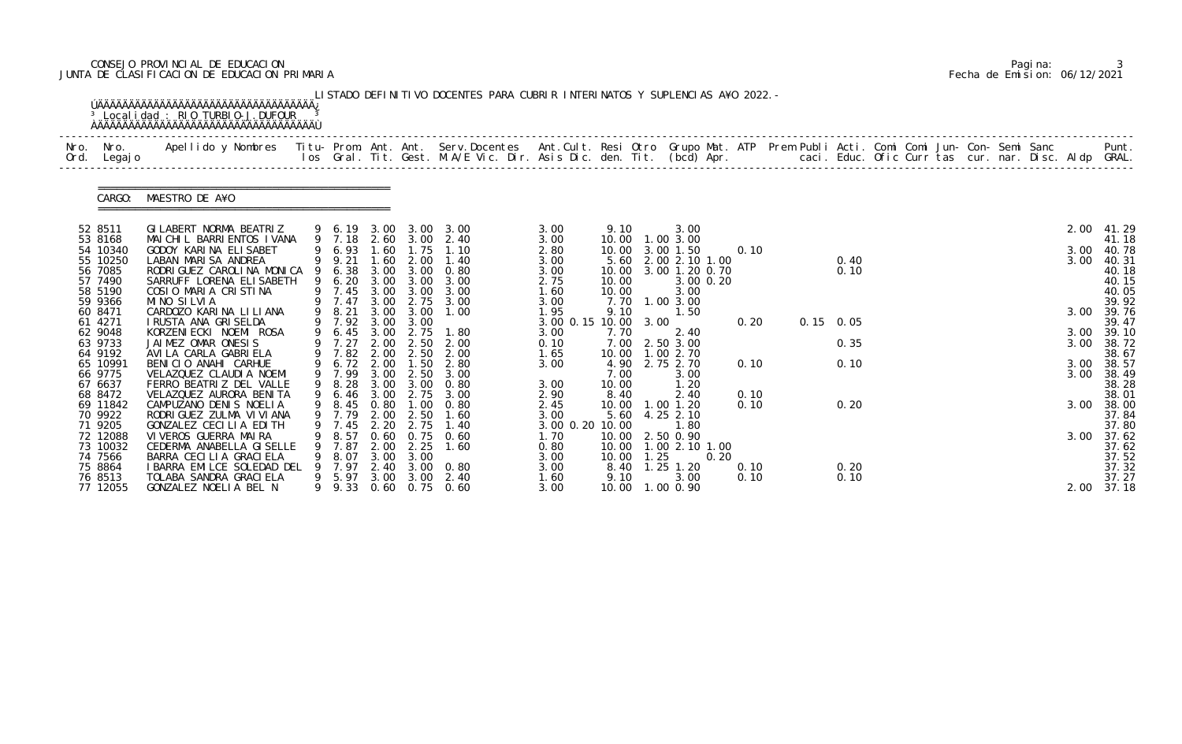CONSEJO PROVINCIAL DE EDUCACION
JUNTA DE CLASIFICACION DE EDUCACION PRIMARIA

Fecha de Emision: 06/12/2021

LISTADO DEFINITIVO DOCENTES PARA CUBRIR INTERINATOS Y SUPLENCIAS A¥O 2022.-

Localidad : RIO TURBIO-J.DUFOUR

CARGO: MAESTRO DE A¥O

| Nro. Ord. | Nro. Legajo | Apellido y Nombres | Titu- los | Prom. Gral. | Ant. Tit. | Ant. Gest. | Serv.Docentes M.A/E Vic. Dir. | Ant.Cult. Asis Dic. | Resi den. | Otro Tit. | Grupo Mat. (bcd) | ATP Apr. | Prem Publi caci. | Acti. Educ. | Comi Ofic | Comi Curr | Jun- tas | Con- cur. | Semi nar. | Sanc Disc. | Aldp | Punt. GRAL. |
|---|---|---|---|---|---|---|---|---|---|---|---|---|---|---|---|---|---|---|---|---|---|---|
| 52 | 8511 | GILABERT NORMA BEATRIZ | 9 | 6.19 | 3.00 | 3.00 | 3.00 | 3.00 | 9.10 | | 3.00 | | | | | | | | | | 2.00 | 41.29 |
| 53 | 8168 | MAICHIL BARRIENTOS IVANA | 9 | 7.18 | 2.60 | 3.00 | 2.40 | 3.00 | 10.00 | 1.00 | 3.00 | | | | | | | | | | | 41.18 |
| 54 | 10340 | GODOY KARINA ELISABET | 9 | 6.93 | 1.60 | 1.75 | 1.10 | 2.80 | 10.00 | 3.00 | 1.50 | 0.10 | | | | | | | | | 3.00 | 40.78 |
| 55 | 10250 | LABAN MARISA ANDREA | 9 | 9.21 | 1.60 | 2.00 | 1.40 | 3.00 | 5.60 | 2.00 | 2.10 1.00 | | | 0.40 | | | | | | | 3.00 | 40.31 |
| 56 | 7085 | RODRIGUEZ CAROLINA MONICA | 9 | 6.38 | 3.00 | 3.00 | 0.80 | 3.00 | 10.00 | 3.00 | 1.20 0.70 | | | 0.10 | | | | | | | | 40.18 |
| 57 | 7490 | SARRUFF LORENA ELISABETH | 9 | 6.20 | 3.00 | 3.00 | 3.00 | 2.75 | 10.00 | | 3.00 0.20 | | | | | | | | | | | 40.15 |
| 58 | 5190 | COSIO MARIA CRISTINA | 9 | 7.45 | 3.00 | 3.00 | 3.00 | 1.60 | 10.00 | | 3.00 | | | | | | | | | | | 40.05 |
| 59 | 9366 | MINO SILVIA | 9 | 7.47 | 3.00 | 2.75 | 3.00 | 3.00 | 7.70 | 1.00 | 3.00 | | | | | | | | | | | 39.92 |
| 60 | 8471 | CARDOZO KARINA LILIANA | 9 | 8.21 | 3.00 | 3.00 | 1.00 | 1.95 | 9.10 | | 1.50 | | | | | | | | | | 3.00 | 39.76 |
| 61 | 4271 | IRUSTA ANA GRISELDA | 9 | 7.92 | 3.00 | 3.00 | | 3.00 0.15 | 10.00 | 3.00 | | 0.20 | 0.15 | 0.05 | | | | | | | | 39.47 |
| 62 | 9048 | KORZENIECKI NOEMI ROSA | 9 | 6.45 | 3.00 | 2.75 | 1.80 | 3.00 | 7.70 | | 2.40 | | | | | | | | | | 3.00 | 39.10 |
| 63 | 9733 | JAIMEZ OMAR ONESIS | 9 | 7.27 | 2.00 | 2.50 | 2.00 | 0.10 | 7.00 | 2.50 | 3.00 | | | 0.35 | | | | | | | 3.00 | 38.72 |
| 64 | 9192 | AVILA CARLA GABRIELA | 9 | 7.82 | 2.00 | 2.50 | 2.00 | 1.65 | 10.00 | 1.00 | 2.70 | | | | | | | | | | | 38.67 |
| 65 | 10991 | BENICIO ANAHI CARHUE | 9 | 6.72 | 2.00 | 1.50 | 2.80 | 3.00 | 4.90 | 2.75 | 2.70 | 0.10 | | 0.10 | | | | | | | 3.00 | 38.57 |
| 66 | 9775 | VELAZQUEZ CLAUDIA NOEMI | 9 | 7.99 | 3.00 | 2.50 | 3.00 | | 7.00 | | 3.00 | | | | | | | | | | 3.00 | 38.49 |
| 67 | 6637 | FERRO BEATRIZ DEL VALLE | 9 | 8.28 | 3.00 | 3.00 | 0.80 | 3.00 | 10.00 | | 1.20 | | | | | | | | | | | 38.28 |
| 68 | 8472 | VELAZQUEZ AURORA BENITA | 9 | 6.46 | 3.00 | 2.75 | 3.00 | 2.90 | 8.40 | | 2.40 | 0.10 | | | | | | | | | | 38.01 |
| 69 | 11842 | CAMPUZANO DENIS NOELIA | 9 | 8.45 | 0.80 | 1.00 | 0.80 | 2.45 | 10.00 | 1.00 | 1.20 | 0.10 | | 0.20 | | | | | | | 3.00 | 38.00 |
| 70 | 9922 | RODRIGUEZ ZULMA VIVIANA | 9 | 7.79 | 2.00 | 2.50 | 1.60 | 3.00 | 5.60 | 4.25 | 2.10 | | | | | | | | | | | 37.84 |
| 71 | 9205 | GONZALEZ CECILIA EDITH | 9 | 7.45 | 2.20 | 2.75 | 1.40 | 3.00 0.20 | 10.00 | | 1.80 | | | | | | | | | | | 37.80 |
| 72 | 12088 | VIVEROS GUERRA MAIRA | 9 | 8.57 | 0.60 | 0.75 | 0.60 | 1.70 | 10.00 | 2.50 | 0.90 | | | | | | | | | | 3.00 | 37.62 |
| 73 | 10032 | CEDERMA ANABELLA GISELLE | 9 | 7.87 | 2.00 | 2.25 | 1.60 | 0.80 | 10.00 | 1.00 | 2.10 1.00 | | | | | | | | | | | 37.62 |
| 74 | 7566 | BARRA CECILIA GRACIELA | 9 | 8.07 | 3.00 | 3.00 | | 3.00 | 10.00 | 1.25 | 0.20 | | | | | | | | | | | 37.52 |
| 75 | 8864 | IBARRA EMILCE SOLEDAD DEL | 9 | 7.97 | 2.40 | 3.00 | 0.80 | 3.00 | 8.40 | 1.25 | 1.20 | 0.10 | | 0.20 | | | | | | | | 37.32 |
| 76 | 8513 | TOLABA SANDRA GRACIELA | 9 | 5.97 | 3.00 | 3.00 | 2.40 | 1.60 | 9.10 | | 3.00 | 0.10 | | 0.10 | | | | | | | | 37.27 |
| 77 | 12055 | GONZALEZ NOELIA BEL N | 9 | 9.33 | 0.60 | 0.75 | 0.60 | 3.00 | 10.00 | 1.00 | 0.90 | | | | | | | | | | 2.00 | 37.18 |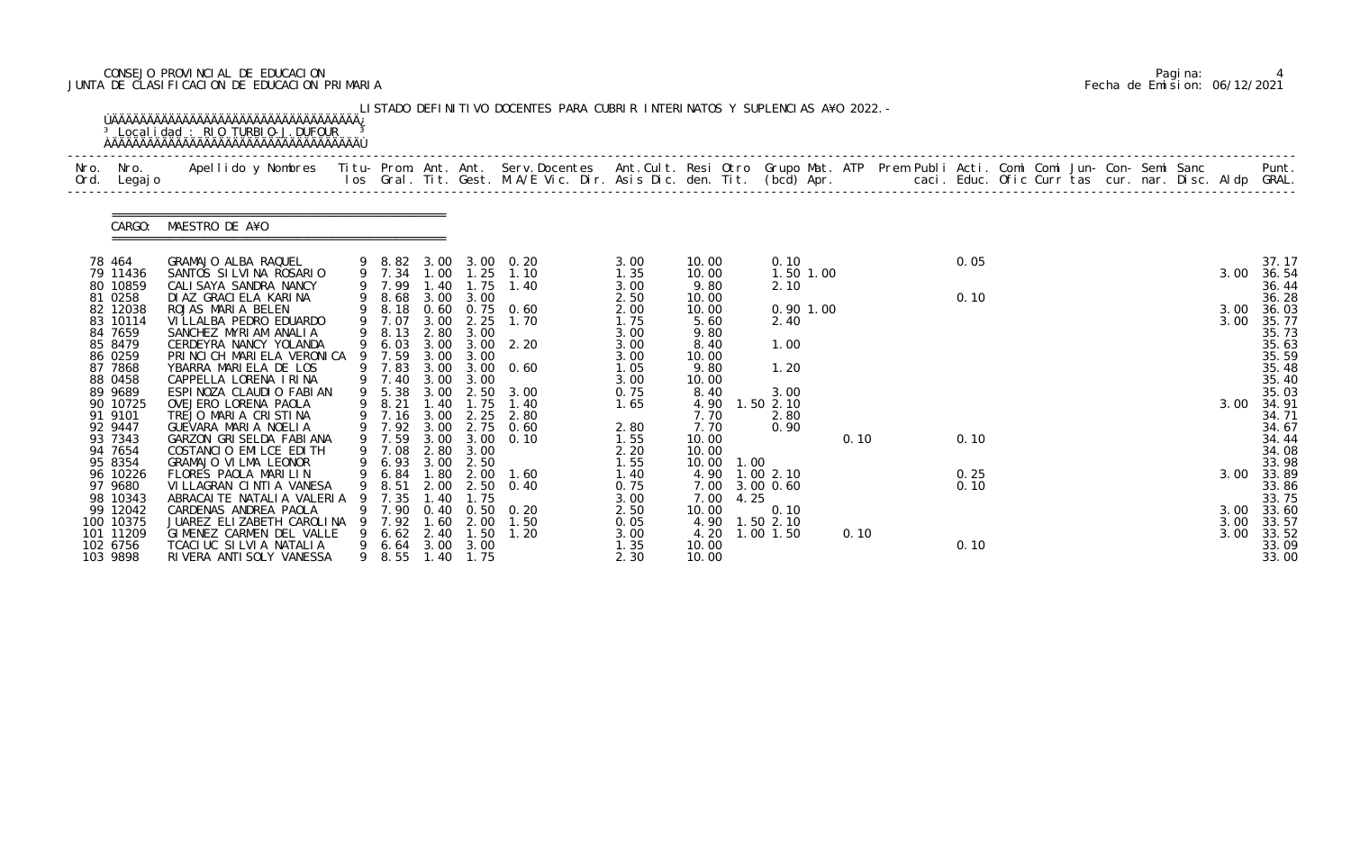CONSEJO PROVINCIAL DE EDUCACION
JUNTA DE CLASIFICACION DE EDUCACION PRIMARIA

Fecha de Emision: 06/12/2021

LISTADO DEFINITIVO DOCENTES PARA CUBRIR INTERINATOS Y SUPLENCIAS A¥O 2022.-

Localidad : RIO TURBIO-J.DUFOUR

CARGO: MAESTRO DE A¥O

| Nro. Ord. | Nro. Legajo | Apellido y Nombres | Titu-los | Prom. Gral. | Ant. Tit. | Ant. Gest. | Serv.Docentes M.A/E Vic. Dir. | Ant.Cult. Asis Dic. | Resi den. | Otro Tit. | Grupo Mat. (bcd) Apr. | ATP | Prem Publi caci. | Acti. Educ. | Comi Ofic | Comi Curr | Jun- tas | Con- cur. | Semi nar. | Sanc Disc. | Aldp | Punt. GRAL. |
|---|---|---|---|---|---|---|---|---|---|---|---|---|---|---|---|---|---|---|---|---|---|---|
| 78 | 464 | GRAMAJO ALBA RAQUEL | 9 | 8.82 | 3.00 | 3.00 | 0.20 | 3.00 | 10.00 | | 0.10 | | | 0.05 | | | | | | | | 37.17 |
| 79 | 11436 | SANTOS SILVINA ROSARIO | 9 | 7.34 | 1.00 | 1.25 | 1.10 | 1.35 | 10.00 | | 1.50 1.00 | | | | | | | | | | 3.00 | 36.54 |
| 80 | 10859 | CALISAYA SANDRA NANCY | 9 | 7.99 | 1.40 | 1.75 | 1.40 | 3.00 | 9.80 | | 2.10 | | | | | | | | | | | 36.44 |
| 81 | 0258 | DIAZ GRACIELA KARINA | 9 | 8.68 | 3.00 | 3.00 | | 2.50 | 10.00 | | | | | 0.10 | | | | | | | | 36.28 |
| 82 | 12038 | ROJAS MARIA BELEN | 9 | 8.18 | 0.60 | 0.75 | 0.60 | 2.00 | 10.00 | | 0.90 1.00 | | | | | | | | | | 3.00 | 36.03 |
| 83 | 10114 | VILLALBA PEDRO EDUARDO | 9 | 7.07 | 3.00 | 2.25 | 1.70 | 1.75 | 5.60 | | 2.40 | | | | | | | | | | 3.00 | 35.77 |
| 84 | 7659 | SANCHEZ MYRIAM ANALIA | 9 | 8.13 | 2.80 | 3.00 | | 3.00 | 9.80 | | | | | | | | | | | | | 35.73 |
| 85 | 8479 | CERDEYRA NANCY YOLANDA | 9 | 6.03 | 3.00 | 3.00 | 2.20 | 3.00 | 8.40 | | 1.00 | | | | | | | | | | | 35.63 |
| 86 | 0259 | PRINCICH MARIELA VERONICA | 9 | 7.59 | 3.00 | 3.00 | | 3.00 | 10.00 | | | | | | | | | | | | | 35.59 |
| 87 | 7868 | YBARRA MARIELA DE LOS | 9 | 7.83 | 3.00 | 3.00 | 0.60 | 1.05 | 9.80 | | 1.20 | | | | | | | | | | | 35.48 |
| 88 | 0458 | CAPPELLA LORENA IRINA | 9 | 7.40 | 3.00 | 3.00 | | 3.00 | 10.00 | | | | | | | | | | | | | 35.40 |
| 89 | 9689 | ESPINOZA CLAUDIO FABIAN | 9 | 5.38 | 3.00 | 2.50 | 3.00 | 0.75 | 8.40 | | 3.00 | | | | | | | | | | | 35.03 |
| 90 | 10725 | OVEJERO LORENA PAOLA | 9 | 8.21 | 1.40 | 1.75 | 1.40 | 1.65 | 4.90 | 1.50 | 2.10 | | | | | | | | | | 3.00 | 34.91 |
| 91 | 9101 | TREJO MARIA CRISTINA | 9 | 7.16 | 3.00 | 2.25 | 2.80 | | 7.70 | | 2.80 | | | | | | | | | | | 34.71 |
| 92 | 9447 | GUEVARA MARIA NOELIA | 9 | 7.92 | 3.00 | 2.75 | 0.60 | 2.80 | 7.70 | | 0.90 | | | | | | | | | | | 34.67 |
| 93 | 7343 | GARZON GRISELDA FABIANA | 9 | 7.59 | 3.00 | 3.00 | 0.10 | 1.55 | 10.00 | | | 0.10 | | 0.10 | | | | | | | | 34.44 |
| 94 | 7654 | COSTANCIO EMILCE EDITH | 9 | 7.08 | 2.80 | 3.00 | | 2.20 | 10.00 | | | | | | | | | | | | | 34.08 |
| 95 | 8354 | GRAMAJO VILMA LEONOR | 9 | 6.93 | 3.00 | 2.50 | | 1.55 | 10.00 | 1.00 | | | | | | | | | | | | 33.98 |
| 96 | 10226 | FLORES PAOLA MARILIN | 9 | 6.84 | 1.80 | 2.00 | 1.60 | 1.40 | 4.90 | 1.00 | 2.10 | | | 0.25 | | | | | | | 3.00 | 33.89 |
| 97 | 9680 | VILLAGRAN CINTIA VANESA | 9 | 8.51 | 2.00 | 2.50 | 0.40 | 0.75 | 7.00 | 3.00 | 0.60 | | | 0.10 | | | | | | | | 33.86 |
| 98 | 10343 | ABRACAITE NATALIA VALERIA | 9 | 7.35 | 1.40 | 1.75 | | 3.00 | 7.00 | 4.25 | | | | | | | | | | | | 33.75 |
| 99 | 12042 | CARDENAS ANDREA PAOLA | 9 | 7.90 | 0.40 | 0.50 | 0.20 | 2.50 | 10.00 | | 0.10 | | | | | | | | | | 3.00 | 33.60 |
| 100 | 10375 | JUAREZ ELIZABETH CAROLINA | 9 | 7.92 | 1.60 | 2.00 | 1.50 | 0.05 | 4.90 | 1.50 | 2.10 | | | | | | | | | | 3.00 | 33.57 |
| 101 | 11209 | GIMENEZ CARMEN DEL VALLE | 9 | 6.62 | 2.40 | 1.50 | 1.20 | 3.00 | 4.20 | 1.00 | 1.50 | 0.10 | | | | | | | | | 3.00 | 33.52 |
| 102 | 6756 | TCACIUC SILVIA NATALIA | 9 | 6.64 | 3.00 | 3.00 | | 1.35 | 10.00 | | | | | 0.10 | | | | | | | | 33.09 |
| 103 | 9898 | RIVERA ANTISOLY VANESSA | 9 | 8.55 | 1.40 | 1.75 | | 2.30 | 10.00 | | | | | | | | | | | | | 33.00 |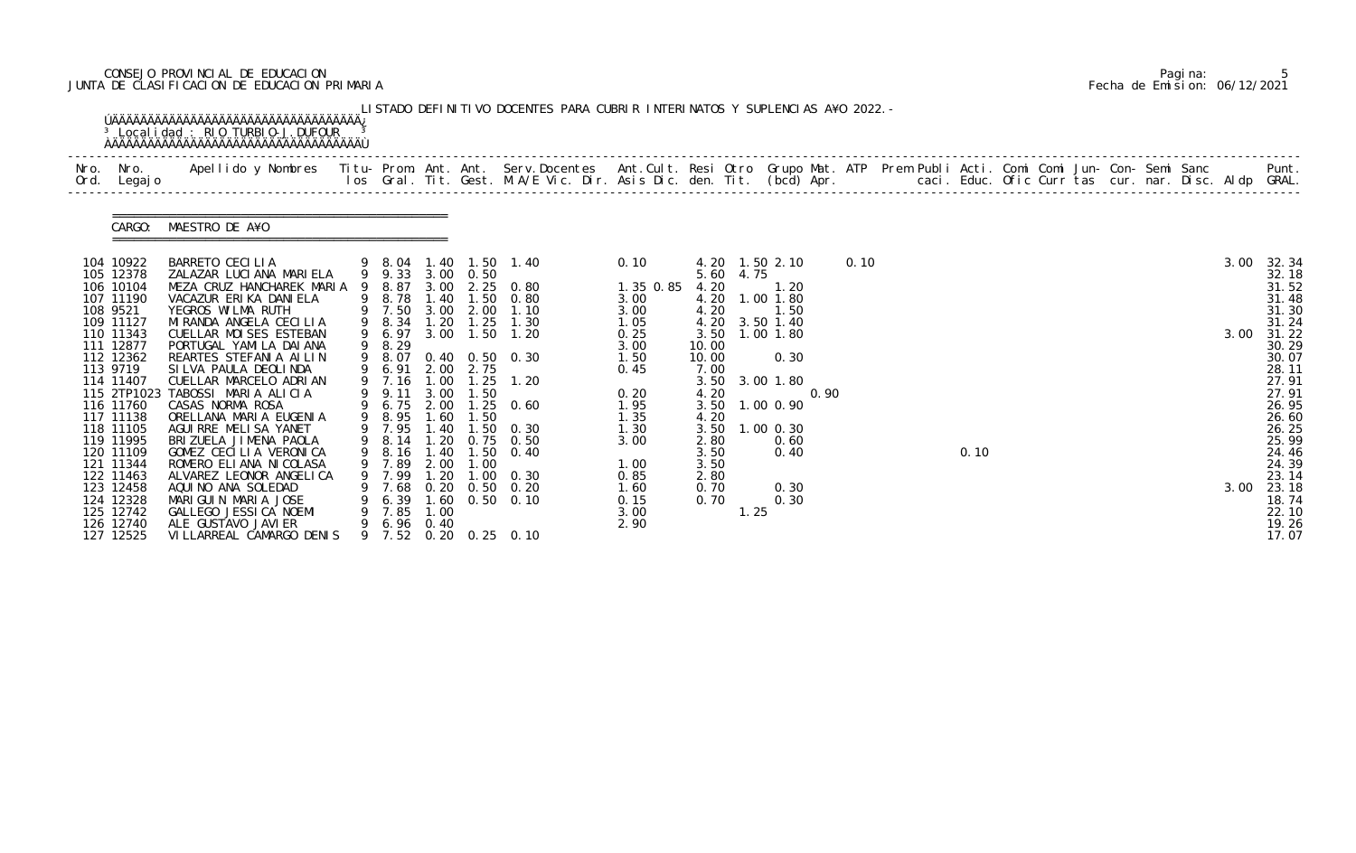CONSEJO PROVINCIAL DE EDUCACION
JUNTA DE CLASIFICACION DE EDUCACION PRIMARIA

Fecha de Emision: 06/12/2021

LISTADO DEFINITIVO DOCENTES PARA CUBRIR INTERINATOS Y SUPLENCIAS AÑO 2022.-

Localidad : RIO TURBIO-J.DUFOUR

CARGO: MAESTRO DE AÑO

| Nro. Ord. | Nro. Legajo | Apellido y Nombres | Titulos | Prom. Gral. | Ant. Tit. | Ant. Gest. | Serv.Docentes M.A/E Vic. Dir. | Ant.Cult. Asis Dic. | Resi den. | Otro Tit. | Grupo Mat. (bcd) | ATP Apr. | Prem | Publi caci. | Acti. Educ. | Comi Ofic | Comi Curr | Jun-tas | Con-cur. | Semi nar. | Sanc Disc. | Aldp | Punt. GRAL. |
|---|---|---|---|---|---|---|---|---|---|---|---|---|---|---|---|---|---|---|---|---|---|---|---|
| 104 | 10922 | BARRETO CECILIA | 9 | 8.04 | 1.40 | 1.50 | 1.40 | 0.10 | 4.20 | 1.50 | 2.10 | 0.10 | | | | | | | | | | 3.00 | 32.34 |
| 105 | 12378 | ZALAZAR LUCIANA MARIELA | 9 | 9.33 | 3.00 | 0.50 | | | 5.60 | 4.75 | | | | | | | | | | | | | 32.18 |
| 106 | 10104 | MEZA CRUZ HANCHAREK MARIA | 9 | 8.87 | 3.00 | 2.25 | 0.80 | 1.35 0.85 | 4.20 | | 1.20 | | | | | | | | | | | | 31.52 |
| 107 | 11190 | VACAZUR ERIKA DANIELA | 9 | 8.78 | 1.40 | 1.50 | 0.80 | 3.00 | 4.20 | 1.00 | 1.80 | | | | | | | | | | | | 31.48 |
| 108 | 9521 | YEGROS WILMA RUTH | 9 | 7.50 | 3.00 | 2.00 | 1.10 | 3.00 | 4.20 | | 1.50 | | | | | | | | | | | | 31.30 |
| 109 | 11127 | MIRANDA ANGELA CECILIA | 9 | 8.34 | 1.20 | 1.25 | 1.30 | 1.05 | 4.20 | 3.50 | 1.40 | | | | | | | | | | | | 31.24 |
| 110 | 11343 | CUELLAR MOISES ESTEBAN | 9 | 6.97 | 3.00 | 1.50 | 1.20 | 0.25 | 3.50 | 1.00 | 1.80 | | | | | | | | | | | 3.00 | 31.22 |
| 111 | 12877 | PORTUGAL YAMILA DAIANA | 9 | 8.29 | | | | 3.00 | 10.00 | | | | | | | | | | | | | | 30.29 |
| 112 | 12362 | REARTES STEFANIA AILIN | 9 | 8.07 | 0.40 | 0.50 | 0.30 | 1.50 | 10.00 | | 0.30 | | | | | | | | | | | | 30.07 |
| 113 | 9719 | SILVA PAULA DEOLINDA | 9 | 6.91 | 2.00 | 2.75 | | 0.45 | 7.00 | | | | | | | | | | | | | | 28.11 |
| 114 | 11407 | CUELLAR MARCELO ADRIAN | 9 | 7.16 | 1.00 | 1.25 | 1.20 | | 3.50 | 3.00 | 1.80 | | | | | | | | | | | | 27.91 |
| 115 | 2TP1023 | TABOSSI MARIA ALICIA | 9 | 9.11 | 3.00 | 1.50 | | 0.20 | 4.20 | | | 0.90 | | | | | | | | | | | 27.91 |
| 116 | 11760 | CASAS NORMA ROSA | 9 | 6.75 | 2.00 | 1.25 | 0.60 | 1.95 | 3.50 | 1.00 | 0.90 | | | | | | | | | | | | 26.95 |
| 117 | 11138 | ORELLANA MARIA EUGENIA | 9 | 8.95 | 1.60 | 1.50 | | 1.35 | 4.20 | | | | | | | | | | | | | | 26.60 |
| 118 | 11105 | AGUIRRE MELISA YANET | 9 | 7.95 | 1.40 | 1.50 | 0.30 | 1.30 | 3.50 | 1.00 | 0.30 | | | | | | | | | | | | 26.25 |
| 119 | 11995 | BRIZUELA JIMENA PAOLA | 9 | 8.14 | 1.20 | 0.75 | 0.50 | 3.00 | 2.80 | | 0.60 | | | | | | | | | | | | 25.99 |
| 120 | 11109 | GOMEZ CECILIA VERONICA | 9 | 8.16 | 1.40 | 1.50 | 0.40 | | 3.50 | | 0.40 | | | | 0.10 | | | | | | | | 24.46 |
| 121 | 11344 | ROMERO ELIANA NICOLASA | 9 | 7.89 | 2.00 | 1.00 | | 1.00 | 3.50 | | | | | | | | | | | | | | 24.39 |
| 122 | 11463 | ALVAREZ LEONOR ANGELICA | 9 | 7.99 | 1.20 | 1.00 | 0.30 | 0.85 | 2.80 | | | | | | | | | | | | | | 23.14 |
| 123 | 12458 | AQUINO ANA SOLEDAD | 9 | 7.68 | 0.20 | 0.50 | 0.20 | 1.60 | 0.70 | | 0.30 | | | | | | | | | | | 3.00 | 23.18 |
| 124 | 12328 | MARIGUIN MARIA JOSE | 9 | 6.39 | 1.60 | 0.50 | 0.10 | 0.15 | 0.70 | | 0.30 | | | | | | | | | | | | 18.74 |
| 125 | 12742 | GALLEGO JESSICA NOEMI | 9 | 7.85 | 1.00 | | | 3.00 | | 1.25 | | | | | | | | | | | | | 22.10 |
| 126 | 12740 | ALE GUSTAVO JAVIER | 9 | 6.96 | 0.40 | | | 2.90 | | | | | | | | | | | | | | | 19.26 |
| 127 | 12525 | VILLARREAL CAMARGO DENIS | 9 | 7.52 | 0.20 | 0.25 | 0.10 | | | | | | | | | | | | | | | | 17.07 |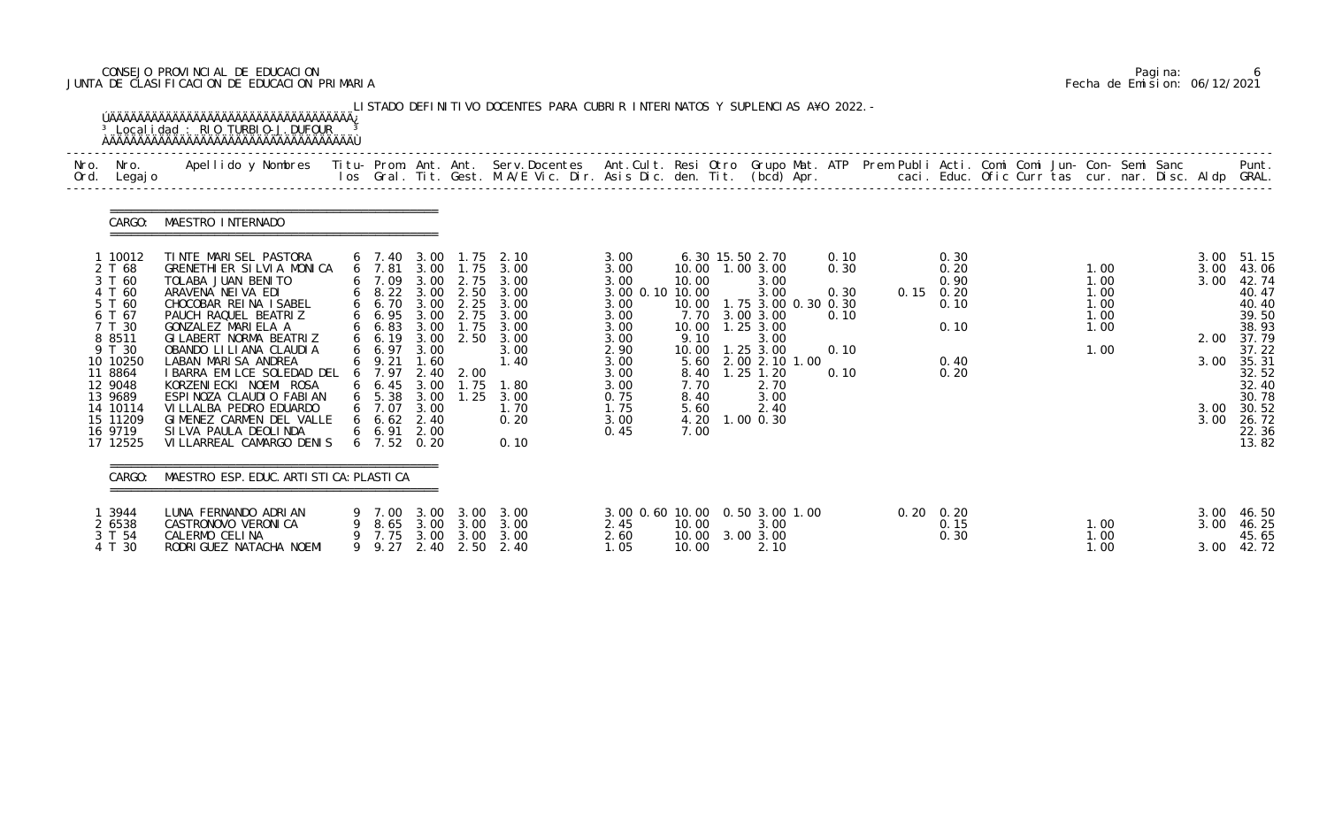CONSEJO PROVINCIAL DE EDUCACION
JUNTA DE CLASIFICACION DE EDUCACION PRIMARIA

Fecha de Emision: 06/12/2021

LISTADO DEFINITIVO DOCENTES PARA CUBRIR INTERINATOS Y SUPLENCIAS AÑO 2022.-

Localidad : RIO TURBIO-J.DUFOUR

CARGO: MAESTRO INTERNADO

| Nro. Ord. | Nro. Legajo | Apellido y Nombres | Titu-los | Prom. Gral. | Ant. Tit. | Ant. Gest. | Serv.Docentes M.A/E Vic. Dir. | Ant.Cult. Asis Dic. | Resi den. | Otro Tit. | Grupo Mat. (bcd) | ATP Apr. | Prem Publi caci. | Acti. Educ. | Comi Ofic | Comi Curr | Jun-tas | Con-cur. | Semi nar. | Sanc Disc. | Aldp | Punt. GRAL. |
|---|---|---|---|---|---|---|---|---|---|---|---|---|---|---|---|---|---|---|---|---|---|---|
| 1 | 10012 | TINTE MARISEL PASTORA | 6 | 7.40 | 3.00 | 1.75 | 2.10 | 3.00 | 6.30 | 15.50 | 2.70 | 0.10 | | 0.30 | | | | | | | 3.00 | 51.15 |
| 2 | T 68 | GRENETHIER SILVIA MONICA | 6 | 7.81 | 3.00 | 1.75 | 3.00 | 3.00 | 10.00 | 1.00 | 3.00 | 0.30 | | 0.20 | | | | 1.00 | | | 3.00 | 43.06 |
| 3 | T 60 | TOLABA JUAN BENITO | 6 | 7.09 | 3.00 | 2.75 | 3.00 | 3.00 | 10.00 | | 3.00 | | | 0.90 | | | | 1.00 | | | 3.00 | 42.74 |
| 4 | T 60 | ARAVENA NEIVA EDI | 6 | 8.22 | 3.00 | 2.50 | 3.00 | 3.00 0.10 | 10.00 | | 3.00 | 0.30 | 0.15 | 0.20 | | | | 1.00 | | | | 40.47 |
| 5 | T 60 | CHOCOBAR REINA ISABEL | 6 | 6.70 | 3.00 | 2.25 | 3.00 | 3.00 | 10.00 | 1.75 | 3.00 0.30 | 0.30 | | 0.10 | | | | 1.00 | | | | 40.40 |
| 6 | T 67 | PAUCH RAQUEL BEATRIZ | 6 | 6.95 | 3.00 | 2.75 | 3.00 | 3.00 | 7.70 | 3.00 | 3.00 | 0.10 | | | | | | 1.00 | | | | 39.50 |
| 7 | T 30 | GONZALEZ MARIELA A | 6 | 6.83 | 3.00 | 1.75 | 3.00 | 3.00 | 10.00 | 1.25 | 3.00 | | | 0.10 | | | | 1.00 | | | | 38.93 |
| 8 | 8511 | GILABERT NORMA BEATRIZ | 6 | 6.19 | 3.00 | 2.50 | 3.00 | 3.00 | 9.10 | | 3.00 | | | | | | | | | | 2.00 | 37.79 |
| 9 | T 30 | OBANDO LILIANA CLAUDIA | 6 | 6.97 | 3.00 | | 3.00 | 2.90 | 10.00 | 1.25 | 3.00 | 0.10 | | | | | | 1.00 | | | | 37.22 |
| 10 | 10250 | LABAN MARISA ANDREA | 6 | 9.21 | 1.60 | | 1.40 | 3.00 | 5.60 | 2.00 | 2.10 1.00 | | | 0.40 | | | | | | | 3.00 | 35.31 |
| 11 | 8864 | IBARRA EMILCE SOLEDAD DEL | 6 | 7.97 | 2.40 | 2.00 | | 3.00 | 8.40 | 1.25 | 1.20 | 0.10 | | 0.20 | | | | | | | | 32.52 |
| 12 | 9048 | KORZENIECKI NOEMI ROSA | 6 | 6.45 | 3.00 | 1.75 | 1.80 | 3.00 | 7.70 | | 2.70 | | | | | | | | | | | 32.40 |
| 13 | 9689 | ESPINOZA CLAUDIO FABIAN | 6 | 5.38 | 3.00 | 1.25 | 3.00 | 0.75 | 8.40 | | 3.00 | | | | | | | | | | | 30.78 |
| 14 | 10114 | VILLALBA PEDRO EDUARDO | 6 | 7.07 | 3.00 | | 1.70 | 1.75 | 5.60 | | 2.40 | | | | | | | | | | 3.00 | 30.52 |
| 15 | 11209 | GIMENEZ CARMEN DEL VALLE | 6 | 6.62 | 2.40 | | 0.20 | 3.00 | 4.20 | 1.00 | 0.30 | | | | | | | | | | 3.00 | 26.72 |
| 16 | 9719 | SILVA PAULA DEOLINDA | 6 | 6.91 | 2.00 | | | 0.45 | 7.00 | | | | | | | | | | | | | 22.36 |
| 17 | 12525 | VILLARREAL CAMARGO DENIS | 6 | 7.52 | 0.20 | | 0.10 | | | | | | | | | | | | | | | 13.82 |

CARGO: MAESTRO ESP. EDUC. ARTISTICA: PLASTICA

| Nro. Ord. | Nro. Legajo | Apellido y Nombres | Titu-los | Prom. Gral. | Ant. Tit. | Ant. Gest. | Serv.Docentes M.A/E Vic. Dir. | Ant.Cult. Asis Dic. | Resi den. | Otro Tit. | Grupo Mat. (bcd) | ATP Apr. | Prem Publi caci. | Acti. Educ. | Comi Ofic | Comi Curr | Jun-tas | Con-cur. | Semi nar. | Sanc Disc. | Aldp | Punt. GRAL. |
|---|---|---|---|---|---|---|---|---|---|---|---|---|---|---|---|---|---|---|---|---|---|---|
| 1 | 3944 | LUNA FERNANDO ADRIAN | 9 | 7.00 | 3.00 | 3.00 | 3.00 | 3.00 0.60 | 10.00 | 0.50 | 3.00 1.00 | | 0.20 | 0.20 | | | | | | | 3.00 | 46.50 |
| 2 | 6538 | CASTRONOVO VERONICA | 9 | 8.65 | 3.00 | 3.00 | 3.00 | 2.45 | 10.00 | | 3.00 | | | 0.15 | | | | 1.00 | | | 3.00 | 46.25 |
| 3 | T 54 | CALERMO CELINA | 9 | 7.75 | 3.00 | 3.00 | 3.00 | 2.60 | 10.00 | 3.00 | 3.00 | | | 0.30 | | | | 1.00 | | | | 45.65 |
| 4 | T 30 | RODRIGUEZ NATACHA NOEMI | 9 | 9.27 | 2.40 | 2.50 | 2.40 | 1.05 | 10.00 | | 2.10 | | | | | | | 1.00 | | | 3.00 | 42.72 |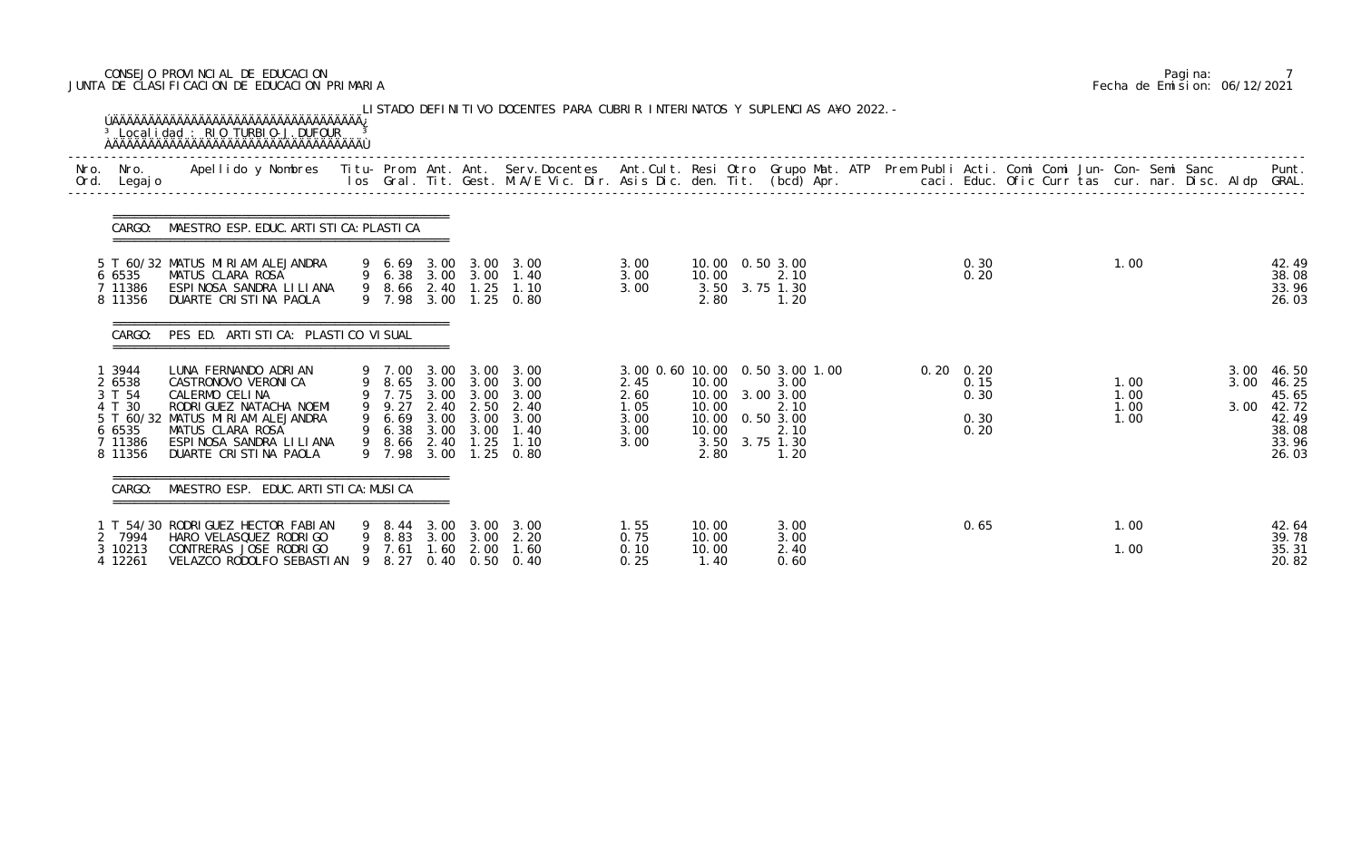CONSEJO PROVINCIAL DE EDUCACION
JUNTA DE CLASIFICACION DE EDUCACION PRIMARIA

Fecha de Emision: 06/12/2021

LISTADO DEFINITIVO DOCENTES PARA CUBRIR INTERINATOS Y SUPLENCIAS AÑO 2022.-

Localidad : RIO TURBIO-J.DUFOUR

CARGO: MAESTRO ESP. EDUC. ARTISTICA: PLASTICA

| Nro. Ord. | Nro. Legajo | Apellido y Nombres | Titu-los | Prom. Gral. | Ant. Tit. | Ant. Gest. | Serv.Docentes M.A/E Vic. Dir. | Ant.Cult. Asis Dic. | Resi den. | Otro Tit. | Grupo Mat. (bcd) | ATP Apr. | Prem | Publi caci. | Acti. Educ. | Comi Ofic | Comi Curr | Jun- tas | Con- cur. | Semi nar. | Sanc Disc. | Aldp | Punt. GRAL. |
|---|---|---|---|---|---|---|---|---|---|---|---|---|---|---|---|---|---|---|---|---|---|---|---|
| 5 | T 60/32 | MATUS MIRIAM ALEJANDRA | 9 | 6.69 | 3.00 | 3.00 | 3.00 | 3.00 | 10.00 | 0.50 | 3.00 | | | | 0.30 | | | | 1.00 | | | | 42.49 |
| 6 | 6535 | MATUS CLARA ROSA | 9 | 6.38 | 3.00 | 3.00 | 1.40 | 3.00 | 10.00 | | 2.10 | | | | 0.20 | | | | | | | | 38.08 |
| 7 | 11386 | ESPINOSA SANDRA LILIANA | 9 | 8.66 | 2.40 | 1.25 | 1.10 | 3.00 | 3.50 | 3.75 | 1.30 | | | | | | | | | | | | 33.96 |
| 8 | 11356 | DUARTE CRISTINA PAOLA | 9 | 7.98 | 3.00 | 1.25 | 0.80 | | 2.80 | | 1.20 | | | | | | | | | | | | 26.03 |

CARGO: PES ED. ARTISTICA: PLASTICO VISUAL

| Nro. Ord. | Nro. Legajo | Apellido y Nombres | Titu-los | Prom. Gral. | Ant. Tit. | Ant. Gest. | Serv.Docentes M.A/E Vic. Dir. | Ant.Cult. Asis Dic. | Resi den. | Otro Tit. | Grupo Mat. (bcd) | ATP Apr. | Prem | Publi caci. | Acti. Educ. | Comi Ofic | Comi Curr | Jun- tas | Con- cur. | Semi nar. | Sanc Disc. | Aldp | Punt. GRAL. |
|---|---|---|---|---|---|---|---|---|---|---|---|---|---|---|---|---|---|---|---|---|---|---|---|
| 1 | 3944 | LUNA FERNANDO ADRIAN | 9 | 7.00 | 3.00 | 3.00 | 3.00 | 3.00 0.60 | 10.00 | 0.50 | 3.00 | 1.00 | | 0.20 | 0.20 | | | | | | | 3.00 | 46.50 |
| 2 | 6538 | CASTRONOVO VERONICA | 9 | 8.65 | 3.00 | 3.00 | 3.00 | 2.45 | 10.00 | | 3.00 | | | | 0.15 | | | | 1.00 | | | 3.00 | 46.25 |
| 3 | T 54 | CALERMO CELINA | 9 | 7.75 | 3.00 | 3.00 | 3.00 | 2.60 | 10.00 | 3.00 | 3.00 | | | | 0.30 | | | | 1.00 | | | | 45.65 |
| 4 | T 30 | RODRIGUEZ NATACHA NOEMI | 9 | 9.27 | 2.40 | 2.50 | 2.40 | 1.05 | 10.00 | | 2.10 | | | | | | | | 1.00 | | | 3.00 | 42.72 |
| 5 | T 60/32 | MATUS MIRIAM ALEJANDRA | 9 | 6.69 | 3.00 | 3.00 | 3.00 | 3.00 | 10.00 | 0.50 | 3.00 | | | | 0.30 | | | | 1.00 | | | | 42.49 |
| 6 | 6535 | MATUS CLARA ROSA | 9 | 6.38 | 3.00 | 3.00 | 1.40 | 3.00 | 10.00 | | 2.10 | | | | 0.20 | | | | | | | | 38.08 |
| 7 | 11386 | ESPINOSA SANDRA LILIANA | 9 | 8.66 | 2.40 | 1.25 | 1.10 | 3.00 | 3.50 | 3.75 | 1.30 | | | | | | | | | | | | 33.96 |
| 8 | 11356 | DUARTE CRISTINA PAOLA | 9 | 7.98 | 3.00 | 1.25 | 0.80 | | 2.80 | | 1.20 | | | | | | | | | | | | 26.03 |

CARGO: MAESTRO ESP. EDUC. ARTISTICA: MUSICA

| Nro. Ord. | Nro. Legajo | Apellido y Nombres | Titu-los | Prom. Gral. | Ant. Tit. | Ant. Gest. | Serv.Docentes M.A/E Vic. Dir. | Ant.Cult. Asis Dic. | Resi den. | Otro Tit. | Grupo Mat. (bcd) | ATP Apr. | Prem | Publi caci. | Acti. Educ. | Comi Ofic | Comi Curr | Jun- tas | Con- cur. | Semi nar. | Sanc Disc. | Aldp | Punt. GRAL. |
|---|---|---|---|---|---|---|---|---|---|---|---|---|---|---|---|---|---|---|---|---|---|---|---|
| 1 | T 54/30 | RODRIGUEZ HECTOR FABIAN | 9 | 8.44 | 3.00 | 3.00 | 3.00 | 1.55 | 10.00 | | 3.00 | | | | 0.65 | | | | 1.00 | | | | 42.64 |
| 2 | 7994 | HARO VELASQUEZ RODRIGO | 9 | 8.83 | 3.00 | 3.00 | 2.20 | 0.75 | 10.00 | | 3.00 | | | | | | | | | | | | 39.78 |
| 3 | 10213 | CONTRERAS JOSE RODRIGO | 9 | 7.61 | 1.60 | 2.00 | 1.60 | 0.10 | 10.00 | | 2.40 | | | | | | | | 1.00 | | | | 35.31 |
| 4 | 12261 | VELAZCO RODOLFO SEBASTIAN | 9 | 8.27 | 0.40 | 0.50 | 0.40 | 0.25 | 1.40 | | 0.60 | | | | | | | | | | | | 20.82 |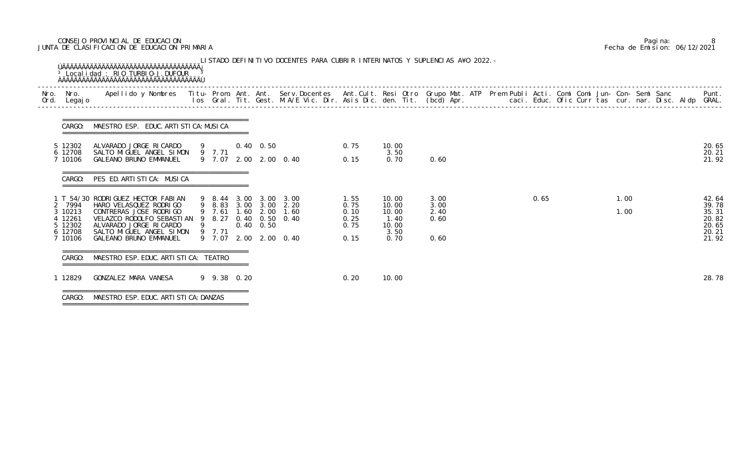CONSEJO PROVINCIAL DE EDUCACION
JUNTA DE CLASIFICACION DE EDUCACION PRIMARIA

LISTADO DEFINITIVO DOCENTES PARA CUBRIR INTERINATOS Y SUPLENCIAS A¥O 2022.-

Localidad : RIO TURBIO-J.DUFOUR

| Nro. Ord. | Nro. Legajo | Apellido y Nombres | Titu- los | Prom. Gral. | Ant. Tit. | Ant. Gest. | Serv.Docentes M.A/E Vic. Dir. | Ant.Cult. Asis Dic. | Resi den. | Otro Tit. | Grupo Mat. (bcd) | ATP Apr. | Prem | Publi caci. | Acti. Educ. | Comi Ofic | Comi Curr | Jun- tas | Con- cur. | Semi nar. | Sanc Disc. | Aldp | Punt. GRAL. |
|---|---|---|---|---|---|---|---|---|---|---|---|---|---|---|---|---|---|---|---|---|---|---|---|
| **CARGO: MAESTRO ESP. EDUC. ARTISTICA: MUSICA** | | | | | | | | | | | | | | | | | | | | | | | |
| 5 | 12302 | ALVARADO JORGE RICARDO | 9 | | 0.40 | 0.50 | | 0.75 | 10.00 | | | | | | | | | | | | | | 20.65 |
| 6 | 12708 | SALTO MIGUEL ANGEL SIMON | 9 | 7.71 | | | | | 3.50 | | | | | | | | | | | | | | 20.21 |
| 7 | 10106 | GALEANO BRUNO EMMANUEL | 9 | 7.07 | 2.00 | 2.00 | 0.40 | 0.15 | 0.70 | | 0.60 | | | | | | | | | | | | 21.92 |
| **CARGO: PES ED.ARTISTICA: MUSICA** | | | | | | | | | | | | | | | | | | | | | | | |
| 1 | T 54/30 | RODRIGUEZ HECTOR FABIAN | 9 | 8.44 | 3.00 | 3.00 | 3.00 | 1.55 | 10.00 | | 3.00 | | | | 0.65 | | | | 1.00 | | | | 42.64 |
| 2 | 7994 | HARO VELASQUEZ RODRIGO | 9 | 8.83 | 3.00 | 3.00 | 2.20 | 0.75 | 10.00 | | 3.00 | | | | | | | | 1.00 | | | | 39.78 |
| 3 | 10213 | CONTRERAS JOSE RODRIGO | 9 | 7.61 | 1.60 | 2.00 | 1.60 | 0.10 | 10.00 | | 2.40 | | | | | | | | | | | | 35.31 |
| 4 | 12261 | VELAZCO RODOLFO SEBASTIAN | 9 | 8.27 | 0.40 | 0.50 | 0.40 | 0.25 | 1.40 | | 0.60 | | | | | | | | | | | | 20.82 |
| 5 | 12302 | ALVARADO JORGE RICARDO | 9 | | 0.40 | 0.50 | | 0.75 | 10.00 | | | | | | | | | | | | | | 20.65 |
| 6 | 12708 | SALTO MIGUEL ANGEL SIMON | 9 | 7.71 | | | | | 3.50 | | | | | | | | | | | | | | 20.21 |
| 7 | 10106 | GALEANO BRUNO EMMANUEL | 9 | 7.07 | 2.00 | 2.00 | 0.40 | 0.15 | 0.70 | | 0.60 | | | | | | | | | | | | 21.92 |
| **CARGO: MAESTRO ESP. EDUC. ARTISTICA: TEATRO** | | | | | | | | | | | | | | | | | | | | | | | |
| 1 | 12829 | GONZALEZ MARA VANESA | 9 | 9.38 | 0.20 | | | 0.20 | 10.00 | | | | | | | | | | | | | | 28.78 |
| **CARGO: MAESTRO ESP. EDUC. ARTISTICA: DANZAS** | | | | | | | | | | | | | | | | | | | | | | | |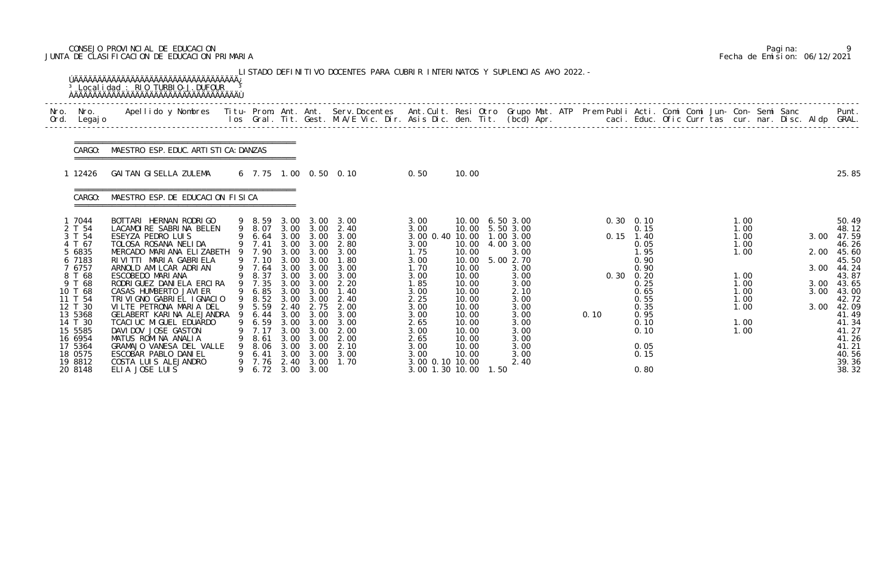CONSEJO PROVINCIAL DE EDUCACION
JUNTA DE CLASIFICACION DE EDUCACION PRIMARIA

Pagina: 9
Fecha de Emision: 06/12/2021

LISTADO DEFINITIVO DOCENTES PARA CUBRIR INTERINATOS Y SUPLENCIAS AÑO 2022.-

Localidad : RIO TURBIO-J.DUFOUR

CARGO: MAESTRO ESP. EDUC. ARTISTICA: DANZAS

| Nro. Ord. | Nro. Legajo | Apellido y Nombres | Titu- los | Prom. Gral. | Ant. Tit. | Ant. Gest. | Serv. Docentes M.A/E Vic. Dir. | Ant. Cult. Asis Dic. | Resi den. | Otro Tit. | Grupo Mat. (bcd) | ATP Apr. | Prem | Publi caci. | Acti. Educ. | Comi Ofic | Comi Curr | Jun- tas | Con- cur. | Semi nar. | Sanc Disc. | Aldp | Punt. GRAL. |
|---|---|---|---|---|---|---|---|---|---|---|---|---|---|---|---|---|---|---|---|---|---|---|---|
| 1 | 12426 | GAITAN GISELLA ZULEMA | 6 | 7.75 | 1.00 | 0.50 | 0.10 | 0.50 | 10.00 | | | | | | | | | | | | | | 25.85 |

CARGO: MAESTRO ESP. DE EDUCACION FISICA

| Nro. Ord. | Nro. Legajo | Apellido y Nombres | Titu- los | Prom. Gral. | Ant. Tit. | Ant. Gest. | Serv. Docentes M.A/E Vic. Dir. | Ant. Cult. Asis Dic. | Resi den. | Otro Tit. | Grupo Mat. (bcd) | ATP Apr. | Prem | Publi caci. | Acti. Educ. | Comi Ofic | Comi Curr | Jun- tas | Con- cur. | Semi nar. | Sanc Disc. | Aldp | Punt. GRAL. |
|---|---|---|---|---|---|---|---|---|---|---|---|---|---|---|---|---|---|---|---|---|---|---|---|
| 1 | 7044 | BOTTARI HERNAN RODRIGO | 9 | 8.59 | 3.00 | 3.00 | 3.00 | 3.00 | 10.00 | 6.50 | 3.00 | | | 0.30 | 0.10 | | | | 1.00 | | | | 50.49 |
| 2 | T 54 | LACAMOIRE SABRINA BELEN | 9 | 8.07 | 3.00 | 3.00 | 2.40 | 3.00 | 10.00 | 5.50 | 3.00 | | | | 0.15 | | | | 1.00 | | | | 48.12 |
| 3 | T 54 | ESEYZA PEDRO LUIS | 9 | 6.64 | 3.00 | 3.00 | 3.00 | 3.00 0.40 | 10.00 | 1.00 | 3.00 | | | 0.15 | 1.40 | | | | 1.00 | | | 3.00 | 47.59 |
| 4 | T 67 | TOLOSA ROSANA NELIDA | 9 | 7.41 | 3.00 | 3.00 | 2.80 | 3.00 | 10.00 | 4.00 | 3.00 | | | | 0.05 | | | | 1.00 | | | | 46.26 |
| 5 | 6835 | MERCADO MARIANA ELIZABETH | 9 | 7.90 | 3.00 | 3.00 | 3.00 | 1.75 | 10.00 | | 3.00 | | | | 1.95 | | | | 1.00 | | | 2.00 | 45.60 |
| 6 | 7183 | RIVITTI MARIA GABRIELA | 9 | 7.10 | 3.00 | 3.00 | 1.80 | 3.00 | 10.00 | 5.00 | 2.70 | | | | 0.90 | | | | | | | | 45.50 |
| 7 | 6757 | ARNOLD AMILCAR ADRIAN | 9 | 7.64 | 3.00 | 3.00 | 3.00 | 1.70 | 10.00 | | 3.00 | | | | 0.90 | | | | | | | 3.00 | 44.24 |
| 8 | T 68 | ESCOBEDO MARIANA | 9 | 8.37 | 3.00 | 3.00 | 3.00 | 3.00 | 10.00 | | 3.00 | | | 0.30 | 0.20 | | | | 1.00 | | | | 43.87 |
| 9 | T 68 | RODRIGUEZ DANIELA ERCIRA | 9 | 7.35 | 3.00 | 3.00 | 2.20 | 1.85 | 10.00 | | 3.00 | | | | 0.25 | | | | 1.00 | | | 3.00 | 43.65 |
| 10 | T 68 | CASAS HUMBERTO JAVIER | 9 | 6.85 | 3.00 | 3.00 | 1.40 | 3.00 | 10.00 | | 2.10 | | | | 0.65 | | | | 1.00 | | | 3.00 | 43.00 |
| 11 | T 54 | TRIVIGNO GABRIEL IGNACIO | 9 | 8.52 | 3.00 | 3.00 | 2.40 | 2.25 | 10.00 | | 3.00 | | | | 0.55 | | | | 1.00 | | | | 42.72 |
| 12 | T 30 | VILTE PETRONA MARIA DEL | 9 | 5.59 | 2.40 | 2.75 | 2.00 | 3.00 | 10.00 | | 3.00 | | | | 0.35 | | | | 1.00 | | | 3.00 | 42.09 |
| 13 | 5368 | GELABERT KARINA ALEJANDRA | 9 | 6.44 | 3.00 | 3.00 | 3.00 | 3.00 | 10.00 | | 3.00 | | 0.10 | | 0.95 | | | | | | | | 41.49 |
| 14 | T 30 | TCACIUC MIGUEL EDUARDO | 9 | 6.59 | 3.00 | 3.00 | 3.00 | 2.65 | 10.00 | | 3.00 | | | | 0.10 | | | | 1.00 | | | | 41.34 |
| 15 | 5585 | DAVIDOV JOSE GASTON | 9 | 7.17 | 3.00 | 3.00 | 2.00 | 3.00 | 10.00 | | 3.00 | | | | 0.10 | | | | 1.00 | | | | 41.27 |
| 16 | 6954 | MATUS ROMINA ANALIA | 9 | 8.61 | 3.00 | 3.00 | 2.00 | 2.65 | 10.00 | | 3.00 | | | | | | | | | | | | 41.26 |
| 17 | 5364 | GRAMAJO VANESA DEL VALLE | 9 | 8.06 | 3.00 | 3.00 | 2.10 | 3.00 | 10.00 | | 3.00 | | | | 0.05 | | | | | | | | 41.21 |
| 18 | 0575 | ESCOBAR PABLO DANIEL | 9 | 6.41 | 3.00 | 3.00 | 3.00 | 3.00 | 10.00 | | 3.00 | | | | 0.15 | | | | | | | | 40.56 |
| 19 | 8812 | COSTA LUIS ALEJANDRO | 9 | 7.76 | 2.40 | 3.00 | 1.70 | 3.00 0.10 | 10.00 | | 2.40 | | | | | | | | | | | | 39.36 |
| 20 | 8148 | ELIA JOSE LUIS | 9 | 6.72 | 3.00 | 3.00 | | 3.00 1.30 | 10.00 | 1.50 | | | | | 0.80 | | | | | | | | 38.32 |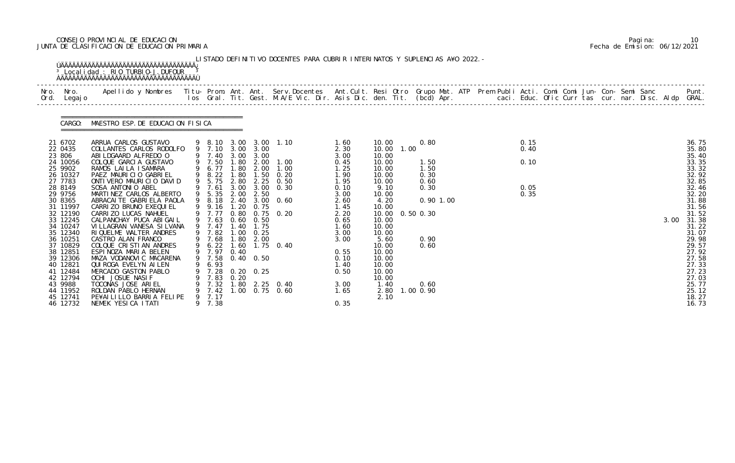CONSEJO PROVINCIAL DE EDUCACION
JUNTA DE CLASIFICACION DE EDUCACION PRIMARIA

Fecha de Emision: 06/12/2021

LISTADO DEFINITIVO DOCENTES PARA CUBRIR INTERINATOS Y SUPLENCIAS A¥O 2022.-

Localidad : RIO TURBIO-J.DUFOUR

CARGO: MAESTRO ESP.DE EDUCACION FISICA

| Nro. Ord. | Nro. Legajo | Apellido y Nombres | Titu-los | Prom. Gral. | Ant. Tit. | Ant. Gest. | Serv.Docentes M.A/E Vic. Dir. | Ant.Cult. Asis Dic. | Resi den. | Otro Tit. | Grupo Mat. (bcd) | ATP Apr. | Prem Publi caci. | Acti. Educ. | Comi Ofic | Comi Curr | Jun- tas | Con- cur. | Semi nar. | Sanc Disc. | Aldp | Punt. GRAL. |
|---|---|---|---|---|---|---|---|---|---|---|---|---|---|---|---|---|---|---|---|---|---|---|
| 21 | 6702 | ARRUA CARLOS GUSTAVO | 9 | 8.10 | 3.00 | 3.00 | 1.10 | 1.60 | 10.00 | | 0.80 | | | 0.15 | | | | | | | | 36.75 |
| 22 | 0435 | COLLANTES CARLOS RODOLFO | 9 | 7.10 | 3.00 | 3.00 | | 2.30 | 10.00 | 1.00 | | | | 0.40 | | | | | | | | 35.80 |
| 23 | 806 | ABILDGAARD ALFREDO O | 9 | 7.40 | 3.00 | 3.00 | | 3.00 | 10.00 | | | | | | | | | | | | | 35.40 |
| 24 | 10056 | COLQUE GARCIA GUSTAVO | 9 | 7.50 | 1.80 | 2.00 | 1.00 | 0.45 | 10.00 | | 1.50 | | | 0.10 | | | | | | | | 33.35 |
| 25 | 9902 | RAMOS LAILA ISAMARA | 9 | 6.77 | 1.80 | 2.00 | 1.00 | 1.25 | 10.00 | | 1.50 | | | | | | | | | | | 33.32 |
| 26 | 10327 | PAEZ MAURICIO GABRIEL | 9 | 8.22 | 1.80 | 1.50 | 0.20 | 1.90 | 10.00 | | 0.30 | | | | | | | | | | | 32.92 |
| 27 | 7783 | ONTIVERO MAURICIO DAVID | 9 | 5.75 | 2.80 | 2.25 | 0.50 | 1.95 | 10.00 | | 0.60 | | | | | | | | | | | 32.85 |
| 28 | 8149 | SOSA ANTONIO ABEL | 9 | 7.61 | 3.00 | 3.00 | 0.30 | 0.10 | 9.10 | | 0.30 | | | 0.05 | | | | | | | | 32.46 |
| 29 | 9756 | MARTINEZ CARLOS ALBERTO | 9 | 5.35 | 2.00 | 2.50 | | 3.00 | 10.00 | | | | | 0.35 | | | | | | | | 32.20 |
| 30 | 8365 | ABRACAITE GABRIELA PAOLA | 9 | 8.18 | 2.40 | 3.00 | 0.60 | 2.60 | 4.20 | | 0.90 | 1.00 | | | | | | | | | | 31.88 |
| 31 | 11997 | CARRIZO BRUNO EXEQUIEL | 9 | 9.16 | 1.20 | 0.75 | | 1.45 | 10.00 | | | | | | | | | | | | | 31.56 |
| 32 | 12190 | CARRIZO LUCAS NAHUEL | 9 | 7.77 | 0.80 | 0.75 | 0.20 | 2.20 | 10.00 | 0.50 | 0.30 | | | | | | | | | | | 31.52 |
| 33 | 12245 | CALPANCHAY PUCA ABIGAIL | 9 | 7.63 | 0.60 | 0.50 | | 0.65 | 10.00 | | | | | | | | | | | | 3.00 | 31.38 |
| 34 | 10247 | VILLAGRAN VANESA SILVANA | 9 | 7.47 | 1.40 | 1.75 | | 1.60 | 10.00 | | | | | | | | | | | | | 31.22 |
| 35 | 12340 | RIQUELME WALTER ANDRES | 9 | 7.82 | 1.00 | 0.25 | | 3.00 | 10.00 | | | | | | | | | | | | | 31.07 |
| 36 | 10251 | CASTRO ALAN FRANCO | 9 | 7.68 | 1.80 | 2.00 | | 3.00 | 5.60 | | 0.90 | | | | | | | | | | | 29.98 |
| 37 | 10829 | COLQUE CRISTIAN ANDRES | 9 | 6.22 | 1.60 | 1.75 | 0.40 | | 10.00 | | 0.60 | | | | | | | | | | | 29.57 |
| 38 | 12851 | ESPINOZA MARIA BELEN | 9 | 7.97 | 0.40 | | | 0.55 | 10.00 | | | | | | | | | | | | | 27.92 |
| 39 | 12306 | MAZA VODANOVIC MACARENA | 9 | 7.58 | 0.40 | 0.50 | | 0.10 | 10.00 | | | | | | | | | | | | | 27.58 |
| 40 | 12821 | QUIROGA EVELYN AILEN | 9 | 6.93 | | | | 1.40 | 10.00 | | | | | | | | | | | | | 27.33 |
| 41 | 12484 | MERCADO GASTON PABLO | 9 | 7.28 | 0.20 | 0.25 | | 0.50 | 10.00 | | | | | | | | | | | | | 27.23 |
| 42 | 12794 | OCHI JOSUE NASIF | 9 | 7.83 | 0.20 | | | | 10.00 | | | | | | | | | | | | | 27.03 |
| 43 | 9988 | TOCONAS JOSE ARIEL | 9 | 7.32 | 1.80 | 2.25 | 0.40 | 3.00 | 1.40 | | 0.60 | | | | | | | | | | | 25.77 |
| 44 | 11952 | ROLDAN PABLO HERNAN | 9 | 7.42 | 1.00 | 0.75 | 0.60 | 1.65 | 2.80 | 1.00 | 0.90 | | | | | | | | | | | 25.12 |
| 45 | 12741 | PE¥AILILLO BARRIA FELIPE | 9 | 7.17 | | | | | 2.10 | | | | | | | | | | | | | 18.27 |
| 46 | 12732 | NEMEK YESICA ITATI | 9 | 7.38 | | | | 0.35 | | | | | | | | | | | | | | 16.73 |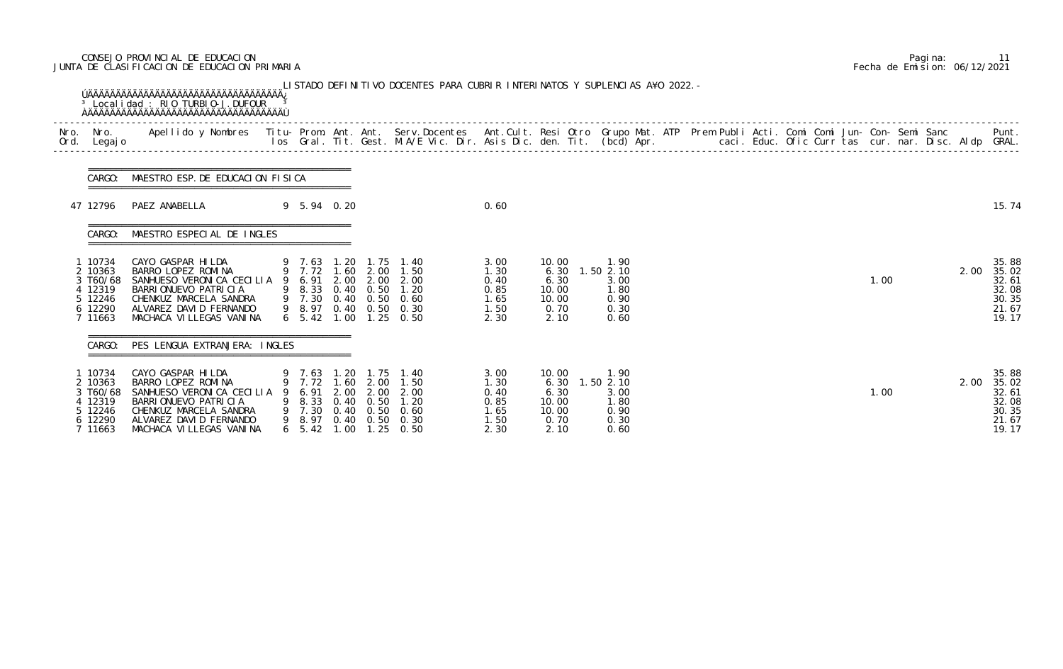CONSEJO PROVINCIAL DE EDUCACION
JUNTA DE CLASIFICACION DE EDUCACION PRIMARIA

Pagina: 11
Fecha de Emision: 06/12/2021

LISTADO DEFINITIVO DOCENTES PARA CUBRIR INTERINATOS Y SUPLENCIAS A¥O 2022.-

Localidad : RIO TURBIO-J.DUFOUR

| Nro. Ord. | Nro. Legajo | Apellido y Nombres | Titu- los | Prom. Gral. | Ant. Tit. | Ant. Gest. | Serv.Docentes M.A/E Vic. Dir. | Ant.Cult. Asis Dic. | Resi den. | Otro Tit. | Grupo Mat. (bcd) | ATP Apr. | Prem Publi caci. | Acti. Educ. | Comi Ofic | Comi Curr | Jun- tas | Con- cur. | Semi nar. | Sanc Disc. | Aldp | Punt. GRAL. |
|---|---|---|---|---|---|---|---|---|---|---|---|---|---|---|---|---|---|---|---|---|---|---|
| **CARGO: MAESTRO ESP. DE EDUCACION FISICA** | | | | | | | | | | | | | | | | | | | | | | |
| 47 | 12796 | PAEZ ANABELLA | 9 | 5.94 | 0.20 | | | 0.60 | | | | | | | | | | | | | | 15.74 |
| **CARGO: MAESTRO ESPECIAL DE INGLES** | | | | | | | | | | | | | | | | | | | | | | |
| 1 | 10734 | CAYO GASPAR HILDA | 9 | 7.63 | 1.20 | 1.75 | 1.40 | 3.00 | 10.00 | | 1.90 | | | | | | | | | | | 35.88 |
| 2 | 10363 | BARRO LOPEZ ROMINA | 9 | 7.72 | 1.60 | 2.00 | 1.50 | 1.30 | 6.30 | 1.50 | 2.10 | | | | | | | | | | 2.00 | 35.02 |
| 3 | T60/68 | SANHUESO VERONICA CECILIA | 9 | 6.91 | 2.00 | 2.00 | 2.00 | 0.40 | 6.30 | | 3.00 | | | | | | | 1.00 | | | | 32.61 |
| 4 | 12319 | BARRIONUEVO PATRICIA | 9 | 8.33 | 0.40 | 0.50 | 1.20 | 0.85 | 10.00 | | 1.80 | | | | | | | | | | | 32.08 |
| 5 | 12246 | CHENKUZ MARCELA SANDRA | 9 | 7.30 | 0.40 | 0.50 | 0.60 | 1.65 | 10.00 | | 0.90 | | | | | | | | | | | 30.35 |
| 6 | 12290 | ALVAREZ DAVID FERNANDO | 9 | 8.97 | 0.40 | 0.50 | 0.30 | 1.50 | 0.70 | | 0.30 | | | | | | | | | | | 21.67 |
| 7 | 11663 | MACHACA VILLEGAS VANINA | 6 | 5.42 | 1.00 | 1.25 | 0.50 | 2.30 | 2.10 | | 0.60 | | | | | | | | | | | 19.17 |
| **CARGO: PES LENGUA EXTRANJERA: INGLES** | | | | | | | | | | | | | | | | | | | | | | |
| 1 | 10734 | CAYO GASPAR HILDA | 9 | 7.63 | 1.20 | 1.75 | 1.40 | 3.00 | 10.00 | | 1.90 | | | | | | | | | | | 35.88 |
| 2 | 10363 | BARRO LOPEZ ROMINA | 9 | 7.72 | 1.60 | 2.00 | 1.50 | 1.30 | 6.30 | 1.50 | 2.10 | | | | | | | | | | 2.00 | 35.02 |
| 3 | T60/68 | SANHUESO VERONICA CECILIA | 9 | 6.91 | 2.00 | 2.00 | 2.00 | 0.40 | 6.30 | | 3.00 | | | | | | | 1.00 | | | | 32.61 |
| 4 | 12319 | BARRIONUEVO PATRICIA | 9 | 8.33 | 0.40 | 0.50 | 1.20 | 0.85 | 10.00 | | 1.80 | | | | | | | | | | | 32.08 |
| 5 | 12246 | CHENKUZ MARCELA SANDRA | 9 | 7.30 | 0.40 | 0.50 | 0.60 | 1.65 | 10.00 | | 0.90 | | | | | | | | | | | 30.35 |
| 6 | 12290 | ALVAREZ DAVID FERNANDO | 9 | 8.97 | 0.40 | 0.50 | 0.30 | 1.50 | 0.70 | | 0.30 | | | | | | | | | | | 21.67 |
| 7 | 11663 | MACHACA VILLEGAS VANINA | 6 | 5.42 | 1.00 | 1.25 | 0.50 | 2.30 | 2.10 | | 0.60 | | | | | | | | | | | 19.17 |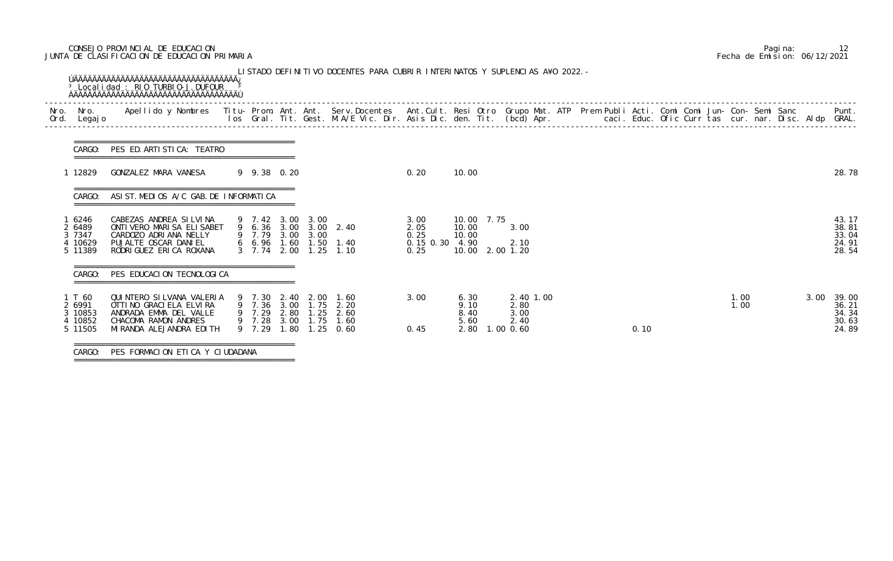CONSEJO PROVINCIAL DE EDUCACION
JUNTA DE CLASIFICACION DE EDUCACION PRIMARIA

Pagina: 12
Fecha de Emision: 06/12/2021

LISTADO DEFINITIVO DOCENTES PARA CUBRIR INTERINATOS Y SUPLENCIAS A¥O 2022.-

Localidad : RIO TURBIO-J.DUFOUR

| Nro. Ord. | Nro. Legajo | Apellido y Nombres | Titu-los | Prom. Gral. | Ant. Tit. | Ant. Gest. | Serv.Docentes M.A/E Vic. Dir. | Ant.Cult. Asis Dic. | Resi den. | Otro Tit. | Grupo Mat. (bcd) | ATP Apr. | Prem | Publi caci. | Acti. Educ. | Comi Ofic | Comi Curr | Jun- tas | Con- cur. | Semi nar. | Sanc Disc. | Aldp | Punt. GRAL. |
|---|---|---|---|---|---|---|---|---|---|---|---|---|---|---|---|---|---|---|---|---|---|---|---|
| | | **CARGO: PES ED.ARTISTICA: TEATRO** | | | | | | | | | | | | | | | | | | | | | |
| 1 | 12829 | GONZALEZ MARA VANESA | 9 | 9.38 | 0.20 | | | 0.20 | 10.00 | | | | | | | | | | | | | | 28.78 |
| | | **CARGO: ASIST.MEDIOS A/C GAB.DE INFORMATICA** | | | | | | | | | | | | | | | | | | | | | |
| 1 | 6246 | CABEZAS ANDREA SILVINA | 9 | 7.42 | 3.00 | 3.00 | | 3.00 | 10.00 | 7.75 | | | | | | | | | | | | | 43.17 |
| 2 | 6489 | ONTIVERO MARISA ELISABET | 9 | 6.36 | 3.00 | 3.00 | 2.40 | 2.05 | 10.00 | | 3.00 | | | | | | | | | | | | 38.81 |
| 3 | 7347 | CARDOZO ADRIANA NELLY | 9 | 7.79 | 3.00 | 3.00 | | 0.25 | 10.00 | | | | | | | | | | | | | | 33.04 |
| 4 | 10629 | PUJALTE OSCAR DANIEL | 6 | 6.96 | 1.60 | 1.50 | 1.40 | 0.15 0.30 | 4.90 | | 2.10 | | | | | | | | | | | | 24.91 |
| 5 | 11389 | RODRIGUEZ ERICA ROXANA | 3 | 7.74 | 2.00 | 1.25 | 1.10 | 0.25 | 10.00 | 2.00 | 1.20 | | | | | | | | | | | | 28.54 |
| | | **CARGO: PES EDUCACION TECNOLOGICA** | | | | | | | | | | | | | | | | | | | | | |
| 1 | T 60 | QUINTERO SILVANA VALERIA | 9 | 7.30 | 2.40 | 2.00 | 1.60 | 3.00 | 6.30 | | 2.40 | 1.00 | | | | | | | 1.00 | | | 3.00 | 39.00 |
| 2 | 6991 | OTTINO GRACIELA ELVIRA | 9 | 7.36 | 3.00 | 1.75 | 2.20 | | 9.10 | | 2.80 | | | | | | | | 1.00 | | | | 36.21 |
| 3 | 10853 | ANDRADA EMMA DEL VALLE | 9 | 7.29 | 2.80 | 1.25 | 2.60 | | 8.40 | | 3.00 | | | | | | | | | | | | 34.34 |
| 4 | 10852 | CHACOMA RAMON ANDRES | 9 | 7.28 | 3.00 | 1.75 | 1.60 | | 5.60 | | 2.40 | | | | | | | | | | | | 30.63 |
| 5 | 11505 | MIRANDA ALEJANDRA EDITH | 9 | 7.29 | 1.80 | 1.25 | 0.60 | 0.45 | 2.80 | 1.00 | 0.60 | | | | 0.10 | | | | | | | | 24.89 |
| | | **CARGO: PES FORMACION ETICA Y CIUDADANA** | | | | | | | | | | | | | | | | | | | | | |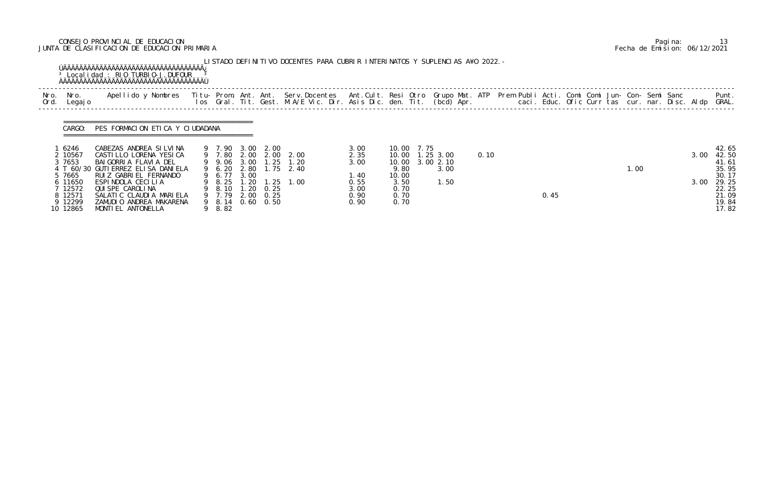CONSEJO PROVINCIAL DE EDUCACION
JUNTA DE CLASIFICACION DE EDUCACION PRIMARIA

Fecha de Emision: 06/12/2021

LISTADO DEFINITIVO DOCENTES PARA CUBRIR INTERINATOS Y SUPLENCIAS A¥O 2022.-

Localidad : RIO TURBIO-J.DUFOUR

CARGO: PES FORMACION ETICA Y CIUDADANA

| Nro. Ord. | Nro. Legajo | Apellido y Nombres | Titu-los | Prom. Gral. | Ant. Tit. | Ant. Gest. | Serv.Docentes M.A/E Vic. Dir. | Ant.Cult. Asis Dic. | Resi den. | Otro Tit. | Grupo Mat. (bcd) | ATP Apr. | Prem Publi caci. | Acti. Educ. | Comi Ofic | Comi Curr | Jun-tas | Con-cur. | Semi nar. | Sanc Disc. | Aldp | Punt. GRAL. |
|---|---|---|---|---|---|---|---|---|---|---|---|---|---|---|---|---|---|---|---|---|---|---|
| 1 | 6246 | CABEZAS ANDREA SILVINA | 9 | 7.90 | 3.00 | 2.00 | | 3.00 | 10.00 | 7.75 | | | | | | | | | | | | 42.65 |
| 2 | 10567 | CASTILLO LORENA YESICA | 9 | 7.80 | 2.00 | 2.00 | 2.00 | 2.35 | 10.00 | 1.25 | 3.00 | 0.10 | | | | | | | | | 3.00 | 42.50 |
| 3 | 7653 | BAIGORRIA FLAVIA DEL | 9 | 9.06 | 3.00 | 1.25 | 1.20 | 3.00 | 10.00 | 3.00 | 2.10 | | | | | | | | | | | 41.61 |
| 4 | T 60/30 | GUTIERREZ ELISA DANIELA | 9 | 6.20 | 2.80 | 1.75 | 2.40 | | 9.80 | | 3.00 | | | | | | | 1.00 | | | | 35.95 |
| 5 | 7665 | RUIZ GABRIEL FERNANDO | 9 | 6.77 | 3.00 | | | 1.40 | 10.00 | | | | | | | | | | | | | 30.17 |
| 6 | 11650 | ESPINDOLA CECILIA | 9 | 8.25 | 1.20 | 1.25 | 1.00 | 0.55 | 3.50 | | 1.50 | | | | | | | | | | 3.00 | 29.25 |
| 7 | 12572 | QUISPE CAROLINA | 9 | 8.10 | 1.20 | 0.25 | | 3.00 | 0.70 | | | | | | | | | | | | | 22.25 |
| 8 | 12571 | SALATIC CLAUDIA MARIELA | 9 | 7.79 | 2.00 | 0.25 | | 0.90 | 0.70 | | | | | 0.45 | | | | | | | | 21.09 |
| 9 | 12299 | ZAMUDIO ANDREA MAKARENA | 9 | 8.14 | 0.60 | 0.50 | | 0.90 | 0.70 | | | | | | | | | | | | | 19.84 |
| 10 | 12865 | MONTIEL ANTONELLA | 9 | 8.82 | | | | | | | | | | | | | | | | | | 17.82 |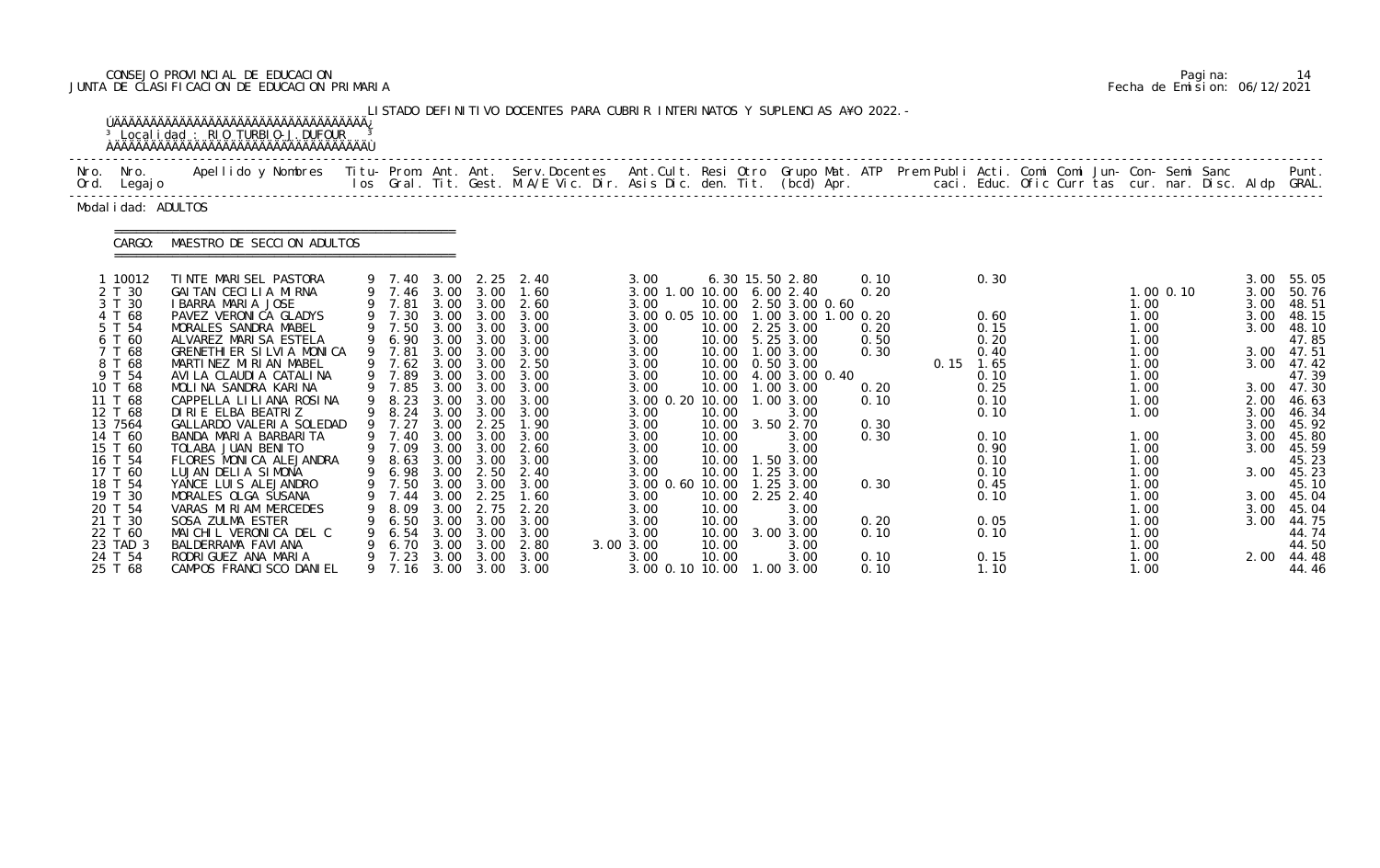CONSEJO PROVINCIAL DE EDUCACION
JUNTA DE CLASIFICACION DE EDUCACION PRIMARIA

LISTADO DEFINITIVO DOCENTES PARA CUBRIR INTERINATOS Y SUPLENCIAS AÑO 2022.-

Localidad : RIO TURBIO-J.DUFOUR

Modalidad: ADULTOS

CARGO: MAESTRO DE SECCION ADULTOS

| Nro. Ord. | Nro. Legajo | Apellido y Nombres | Titu-los | Prom. Gral. | Ant. Tit. | Ant. Gest. | Serv.Docentes M.A/E Vic. Dir. | Ant.Cult. Asis Dic. | Resi den. | Otro Tit. | Grupo Mat. (bcd) | ATP Apr. | Prem Publi caci. | Acti. Educ. | Comi Ofic | Comi Curr | Jun-tas | Con-cur. | Semi nar. | Sanc Disc. | Aldp | Punt. GRAL. |
|---|---|---|---|---|---|---|---|---|---|---|---|---|---|---|---|---|---|---|---|---|---|---|
| 1 | 10012 | TINTE MARISEL PASTORA | 9 | 7.40 | 3.00 | 2.25 | 2.40 | 3.00 | 6.30 | 15.50 | 2.80 | 0.10 | | 0.30 | | | | | | | 3.00 | 55.05 |
| 2 | T 30 | GAITAN CECILIA MIRNA | 9 | 7.46 | 3.00 | 3.00 | 1.60 | 3.00 1.00 | 10.00 | 6.00 | 2.40 | 0.20 | | | | | | 1.00 | 0.10 | | 3.00 | 50.76 |
| 3 | T 30 | IBARRA MARIA JOSE | 9 | 7.81 | 3.00 | 3.00 | 2.60 | 3.00 | 10.00 | 2.50 | 3.00 0.60 | | | | | | | 1.00 | | | 3.00 | 48.51 |
| 4 | T 68 | PAVEZ VERONICA GLADYS | 9 | 7.30 | 3.00 | 3.00 | 3.00 | 3.00 0.05 | 10.00 | 1.00 | 3.00 1.00 | 0.20 | | 0.60 | | | | 1.00 | | | 3.00 | 48.15 |
| 5 | T 54 | MORALES SANDRA MABEL | 9 | 7.50 | 3.00 | 3.00 | 3.00 | 3.00 | 10.00 | 2.25 | 3.00 | 0.20 | | 0.15 | | | | 1.00 | | | 3.00 | 48.10 |
| 6 | T 60 | ALVAREZ MARISA ESTELA | 9 | 6.90 | 3.00 | 3.00 | 3.00 | 3.00 | 10.00 | 5.25 | 3.00 | 0.50 | | 0.20 | | | | 1.00 | | | | 47.85 |
| 7 | T 68 | GRENETHIER SILVIA MONICA | 9 | 7.81 | 3.00 | 3.00 | 3.00 | 3.00 | 10.00 | 1.00 | 3.00 | 0.30 | | 0.40 | | | | 1.00 | | | 3.00 | 47.51 |
| 8 | T 68 | MARTINEZ MIRIAN MABEL | 9 | 7.62 | 3.00 | 3.00 | 2.50 | 3.00 | 10.00 | 0.50 | 3.00 | | 0.15 | 1.65 | | | | 1.00 | | | 3.00 | 47.42 |
| 9 | T 54 | AVILA CLAUDIA CATALINA | 9 | 7.89 | 3.00 | 3.00 | 3.00 | 3.00 | 10.00 | 4.00 | 3.00 0.40 | | | 0.10 | | | | 1.00 | | | | 47.39 |
| 10 | T 68 | MOLINA SANDRA KARINA | 9 | 7.85 | 3.00 | 3.00 | 3.00 | 3.00 | 10.00 | 1.00 | 3.00 | 0.20 | | 0.25 | | | | 1.00 | | | 3.00 | 47.30 |
| 11 | T 68 | CAPPELLA LILIANA ROSINA | 9 | 8.23 | 3.00 | 3.00 | 3.00 | 3.00 0.20 | 10.00 | 1.00 | 3.00 | 0.10 | | 0.10 | | | | 1.00 | | | 2.00 | 46.63 |
| 12 | T 68 | DIRIE ELBA BEATRIZ | 9 | 8.24 | 3.00 | 3.00 | 3.00 | 3.00 | 10.00 | | 3.00 | | | 0.10 | | | | 1.00 | | | 3.00 | 46.34 |
| 13 | 7564 | GALLARDO VALERIA SOLEDAD | 9 | 7.27 | 3.00 | 2.25 | 1.90 | 3.00 | 10.00 | 3.50 | 2.70 | 0.30 | | | | | | | | | 3.00 | 45.92 |
| 14 | T 60 | BANDA MARIA BARBARITA | 9 | 7.40 | 3.00 | 3.00 | 3.00 | 3.00 | 10.00 | | 3.00 | 0.30 | | 0.10 | | | | 1.00 | | | 3.00 | 45.80 |
| 15 | T 60 | TOLABA JUAN BENITO | 9 | 7.09 | 3.00 | 3.00 | 2.60 | 3.00 | 10.00 | | 3.00 | | | 0.90 | | | | 1.00 | | | 3.00 | 45.59 |
| 16 | T 54 | FLORES MONICA ALEJANDRA | 9 | 8.63 | 3.00 | 3.00 | 3.00 | 3.00 | 10.00 | 1.50 | 3.00 | | | 0.10 | | | | 1.00 | | | | 45.23 |
| 17 | T 60 | LUJAN DELIA SIMONA | 9 | 6.98 | 3.00 | 2.50 | 2.40 | 3.00 | 10.00 | 1.25 | 3.00 | | | 0.10 | | | | 1.00 | | | 3.00 | 45.23 |
| 18 | T 54 | YANCE LUIS ALEJANDRO | 9 | 7.50 | 3.00 | 3.00 | 3.00 | 3.00 0.60 | 10.00 | 1.25 | 3.00 | 0.30 | | 0.45 | | | | 1.00 | | | | 45.10 |
| 19 | T 30 | MORALES OLGA SUSANA | 9 | 7.44 | 3.00 | 2.25 | 1.60 | 3.00 | 10.00 | 2.25 | 2.40 | | | 0.10 | | | | 1.00 | | | 3.00 | 45.04 |
| 20 | T 54 | VARAS MIRIAM MERCEDES | 9 | 8.09 | 3.00 | 2.75 | 2.20 | 3.00 | 10.00 | | 3.00 | | | | | | | 1.00 | | | 3.00 | 45.04 |
| 21 | T 30 | SOSA ZULMA ESTER | 9 | 6.50 | 3.00 | 3.00 | 3.00 | 3.00 | 10.00 | | 3.00 | 0.20 | | 0.05 | | | | 1.00 | | | 3.00 | 44.75 |
| 22 | T 60 | MAICHIL VERONICA DEL C | 9 | 6.54 | 3.00 | 3.00 | 3.00 | 3.00 | 10.00 | 3.00 | 3.00 | 0.10 | | 0.10 | | | | 1.00 | | | | 44.74 |
| 23 | TAD 3 | BALDERRAMA FAVIANA | 9 | 6.70 | 3.00 | 3.00 | 2.80 | 3.00 3.00 | 10.00 | | 3.00 | | | | | | | 1.00 | | | | 44.50 |
| 24 | T 54 | RODRIGUEZ ANA MARIA | 9 | 7.23 | 3.00 | 3.00 | 3.00 | 3.00 | 10.00 | | 3.00 | 0.10 | | 0.15 | | | | 1.00 | | | 2.00 | 44.48 |
| 25 | T 68 | CAMPOS FRANCISCO DANIEL | 9 | 7.16 | 3.00 | 3.00 | 3.00 | 3.00 0.10 | 10.00 | 1.00 | 3.00 | 0.10 | | 1.10 | | | | 1.00 | | | | 44.46 |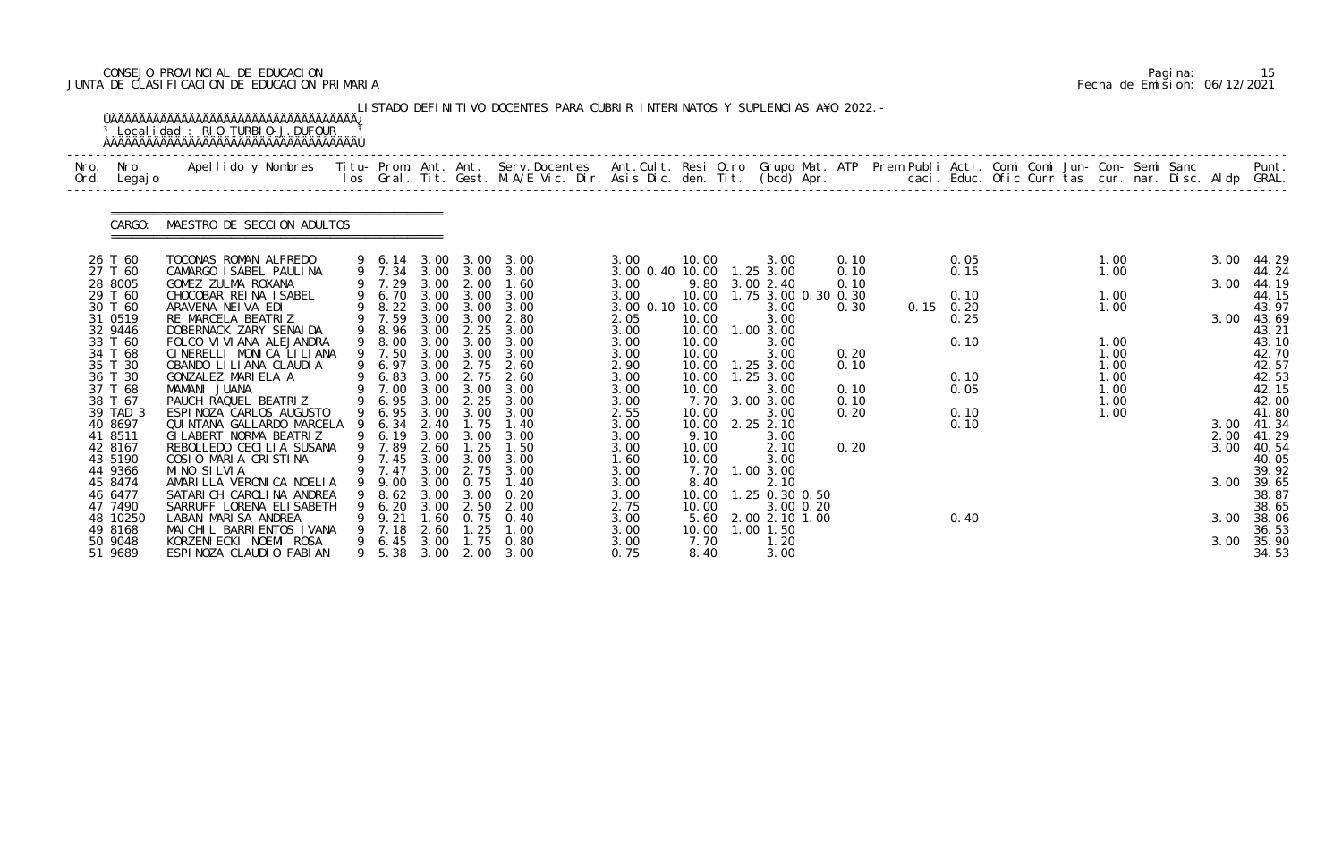CONSEJO PROVINCIAL DE EDUCACION
JUNTA DE CLASIFICACION DE EDUCACION PRIMARIA

Pagina: 15
Fecha de Emision: 06/12/2021

LISTADO DEFINITIVO DOCENTES PARA CUBRIR INTERINATOS Y SUPLENCIAS A¥O 2022.-

Localidad : RIO TURBIO-J.DUFOUR

CARGO: MAESTRO DE SECCION ADULTOS

| Nro. Ord. | Nro. Legajo | Apellido y Nombres | Titu- los | Prom. Gral. | Ant. Tit. | Ant. Gest. | Serv.Docentes M.A/E Vic. Dir. | Ant.Cult. Asis Dic. | Resi den. | Otro Tit. | Grupo Mat. (bcd) | ATP Apr. | Prem Publi caci. | Acti. Educ. | Comi Ofic | Comi Curr | Jun- tas | Con- cur. | Semi nar. | Sanc Disc. | Aldp | Punt. GRAL. |
|---|---|---|---|---|---|---|---|---|---|---|---|---|---|---|---|---|---|---|---|---|---|---|
| 26 | T 60 | TOCONAS ROMAN ALFREDO | 9 | 6.14 | 3.00 | 3.00 | 3.00 | 3.00 | 10.00 | | 3.00 | 0.10 | | 0.05 | | | | 1.00 | | | 3.00 | 44.29 |
| 27 | T 60 | CAMARGO ISABEL PAULINA | 9 | 7.34 | 3.00 | 3.00 | 3.00 | 3.00 0.40 | 10.00 | 1.25 | 3.00 | 0.10 | | 0.15 | | | | 1.00 | | | | 44.24 |
| 28 | 8005 | GOMEZ ZULMA ROXANA | 9 | 7.29 | 3.00 | 2.00 | 1.60 | 3.00 | 9.80 | 3.00 | 2.40 | 0.10 | | | | | | | | | 3.00 | 44.19 |
| 29 | T 60 | CHOCOBAR REINA ISABEL | 9 | 6.70 | 3.00 | 3.00 | 3.00 | 3.00 | 10.00 | 1.75 | 3.00 0.30 | 0.30 | | 0.10 | | | | 1.00 | | | | 44.15 |
| 30 | T 60 | ARAVENA NEIVA EDI | 9 | 8.22 | 3.00 | 3.00 | 3.00 | 3.00 0.10 | 10.00 | | 3.00 | 0.30 | 0.15 | 0.20 | | | | 1.00 | | | | 43.97 |
| 31 | 0519 | RE MARCELA BEATRIZ | 9 | 7.59 | 3.00 | 3.00 | 2.80 | 2.05 | 10.00 | | 3.00 | | | 0.25 | | | | | | | 3.00 | 43.69 |
| 32 | 9446 | DOBERNACK ZARY SENAIDA | 9 | 8.96 | 3.00 | 2.25 | 3.00 | 3.00 | 10.00 | 1.00 | 3.00 | | | | | | | | | | | 43.21 |
| 33 | T 60 | FOLCO VIVIANA ALEJANDRA | 9 | 8.00 | 3.00 | 3.00 | 3.00 | 3.00 | 10.00 | | 3.00 | | | 0.10 | | | | 1.00 | | | | 43.10 |
| 34 | T 68 | CINERELLI MONICA LILIANA | 9 | 7.50 | 3.00 | 3.00 | 3.00 | 3.00 | 10.00 | | 3.00 | 0.20 | | | | | | 1.00 | | | | 42.70 |
| 35 | T 30 | OBANDO LILIANA CLAUDIA | 9 | 6.97 | 3.00 | 2.75 | 2.60 | 2.90 | 10.00 | 1.25 | 3.00 | 0.10 | | | | | | 1.00 | | | | 42.57 |
| 36 | T 30 | GONZALEZ MARIELA A | 9 | 6.83 | 3.00 | 2.75 | 2.60 | 3.00 | 10.00 | 1.25 | 3.00 | | | 0.10 | | | | 1.00 | | | | 42.53 |
| 37 | T 68 | MAMANI JUANA | 9 | 7.00 | 3.00 | 3.00 | 3.00 | 3.00 | 10.00 | | 3.00 | 0.10 | | 0.05 | | | | 1.00 | | | | 42.15 |
| 38 | T 67 | PAUCH RAQUEL BEATRIZ | 9 | 6.95 | 3.00 | 2.25 | 3.00 | 3.00 | 7.70 | 3.00 | 3.00 | 0.10 | | | | | | 1.00 | | | | 42.00 |
| 39 | TAD 3 | ESPINOZA CARLOS AUGUSTO | 9 | 6.95 | 3.00 | 3.00 | 3.00 | 2.55 | 10.00 | | 3.00 | 0.20 | | 0.10 | | | | 1.00 | | | | 41.80 |
| 40 | 8697 | QUINTANA GALLARDO MARCELA | 9 | 6.34 | 2.40 | 1.75 | 1.40 | 3.00 | 10.00 | 2.25 | 2.10 | | | 0.10 | | | | | | | 3.00 | 41.34 |
| 41 | 8511 | GILABERT NORMA BEATRIZ | 9 | 6.19 | 3.00 | 3.00 | 3.00 | 3.00 | 9.10 | | 3.00 | | | | | | | | | | 2.00 | 41.29 |
| 42 | 8167 | REBOLLEDO CECILIA SUSANA | 9 | 7.89 | 2.60 | 1.25 | 1.50 | 3.00 | 10.00 | | 2.10 | 0.20 | | | | | | | | | 3.00 | 40.54 |
| 43 | 5190 | COSIO MARIA CRISTINA | 9 | 7.45 | 3.00 | 3.00 | 3.00 | 1.60 | 10.00 | | 3.00 | | | | | | | | | | | 40.05 |
| 44 | 9366 | MINO SILVIA | 9 | 7.47 | 3.00 | 2.75 | 3.00 | 3.00 | 7.70 | 1.00 | 3.00 | | | | | | | | | | | 39.92 |
| 45 | 8474 | AMARILLA VERONICA NOELIA | 9 | 9.00 | 3.00 | 0.75 | 1.40 | 3.00 | 8.40 | | 2.10 | | | | | | | | | | 3.00 | 39.65 |
| 46 | 6477 | SATARICH CAROLINA ANDREA | 9 | 8.62 | 3.00 | 3.00 | 0.20 | 3.00 | 10.00 | 1.25 | 0.30 0.50 | | | | | | | | | | | 38.87 |
| 47 | 7490 | SARRUFF LORENA ELISABETH | 9 | 6.20 | 3.00 | 2.50 | 2.00 | 2.75 | 10.00 | | 3.00 0.20 | | | | | | | | | | | 38.65 |
| 48 | 10250 | LABAN MARISA ANDREA | 9 | 9.21 | 1.60 | 0.75 | 0.40 | 3.00 | 5.60 | 2.00 | 2.10 1.00 | | | 0.40 | | | | | | | 3.00 | 38.06 |
| 49 | 8168 | MAICHIL BARRIENTOS IVANA | 9 | 7.18 | 2.60 | 1.25 | 1.00 | 3.00 | 10.00 | 1.00 | 1.50 | | | | | | | | | | | 36.53 |
| 50 | 9048 | KORZENIECKI NOEMI ROSA | 9 | 6.45 | 3.00 | 1.75 | 0.80 | 3.00 | 7.70 | | 1.20 | | | | | | | | | | 3.00 | 35.90 |
| 51 | 9689 | ESPINOZA CLAUDIO FABIAN | 9 | 5.38 | 3.00 | 2.00 | 3.00 | 0.75 | 8.40 | | 3.00 | | | | | | | | | | | 34.53 |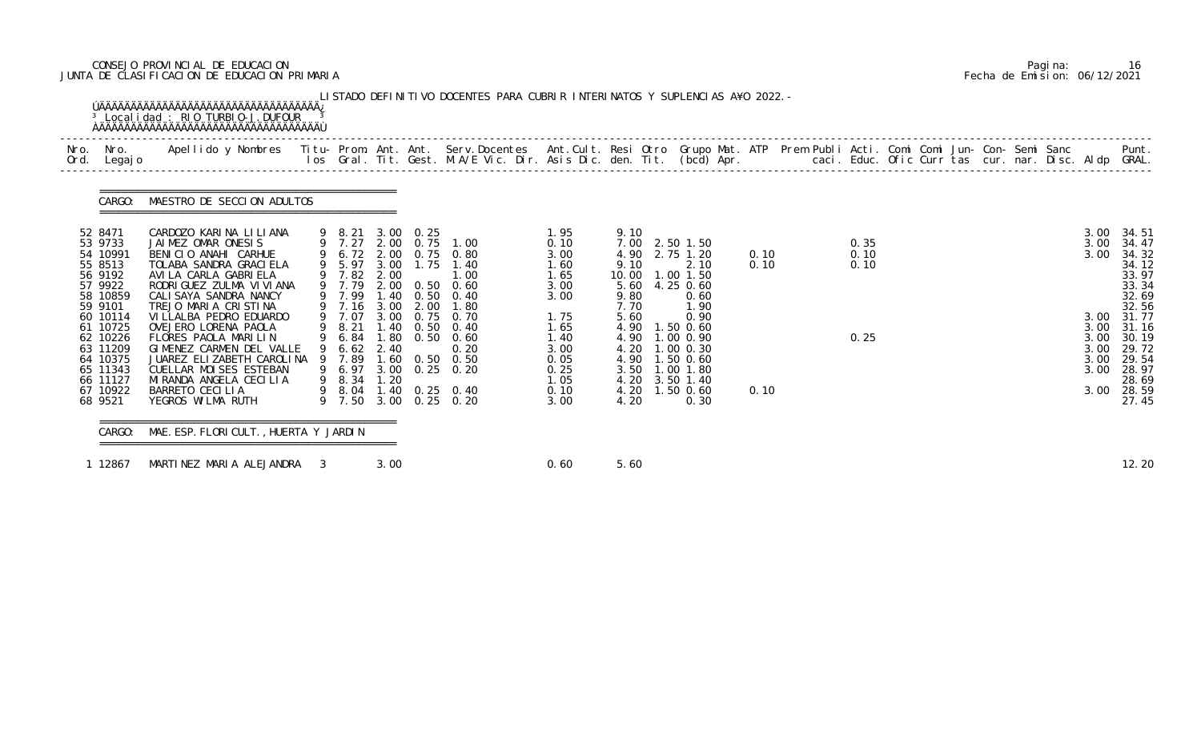CONSEJO PROVINCIAL DE EDUCACION
JUNTA DE CLASIFICACION DE EDUCACION PRIMARIA

Pagina: 16
Fecha de Emision: 06/12/2021

LISTADO DEFINITIVO DOCENTES PARA CUBRIR INTERINATOS Y SUPLENCIAS A¥O 2022.-

Localidad : RIO TURBIO-J.DUFOUR

CARGO: MAESTRO DE SECCION ADULTOS

| Nro. Ord. | Nro. Legajo | Apellido y Nombres | Titu- los | Prom. Gral. | Ant. Tit. | Ant. Gest. | Serv.Docentes M.A/E Vic. Dir. | Ant.Cult. Asis Dic. | Resi den. | Otro Tit. | Grupo Mat. (bcd) | ATP Apr. | Prem Publi caci. | Acti. Educ. | Comi Ofic | Comi Curr | Jun- tas | Con- cur. | Semi nar. | Sanc Disc. | Aldp | Punt. GRAL. |
|---|---|---|---|---|---|---|---|---|---|---|---|---|---|---|---|---|---|---|---|---|---|---|
| 52 | 8471 | CARDOZO KARINA LILIANA | 9 | 8.21 | 3.00 | 0.25 | | 1.95 | 9.10 | | | | | | | | | | | | 3.00 | 34.51 |
| 53 | 9733 | JAIMEZ OMAR ONESIS | 9 | 7.27 | 2.00 | 0.75 | 1.00 | 0.10 | 7.00 | 2.50 | 1.50 | | | 0.35 | | | | | | | 3.00 | 34.47 |
| 54 | 10991 | BENICIO ANAHI CARHUE | 9 | 6.72 | 2.00 | 0.75 | 0.80 | 3.00 | 4.90 | 2.75 | 1.20 | 0.10 | | 0.10 | | | | | | | 3.00 | 34.32 |
| 55 | 8513 | TOLABA SANDRA GRACIELA | 9 | 5.97 | 3.00 | 1.75 | 1.40 | 1.60 | 9.10 | | 2.10 | 0.10 | | 0.10 | | | | | | | | 34.12 |
| 56 | 9192 | AVILA CARLA GABRIELA | 9 | 7.82 | 2.00 | | 1.00 | 1.65 | 10.00 | 1.00 | 1.50 | | | | | | | | | | | 33.97 |
| 57 | 9922 | RODRIGUEZ ZULMA VIVIANA | 9 | 7.79 | 2.00 | 0.50 | 0.60 | 3.00 | 5.60 | 4.25 | 0.60 | | | | | | | | | | | 33.34 |
| 58 | 10859 | CALISAYA SANDRA NANCY | 9 | 7.99 | 1.40 | 0.50 | 0.40 | 3.00 | 9.80 | | 0.60 | | | | | | | | | | | 32.69 |
| 59 | 9101 | TREJO MARIA CRISTINA | 9 | 7.16 | 3.00 | 2.00 | 1.80 | | 7.70 | | 1.90 | | | | | | | | | | | 32.56 |
| 60 | 10114 | VILLALBA PEDRO EDUARDO | 9 | 7.07 | 3.00 | 0.75 | 0.70 | 1.75 | 5.60 | | 0.90 | | | | | | | | | | 3.00 | 31.77 |
| 61 | 10725 | OVEJERO LORENA PAOLA | 9 | 8.21 | 1.40 | 0.50 | 0.40 | 1.65 | 4.90 | 1.50 | 0.60 | | | | | | | | | | 3.00 | 31.16 |
| 62 | 10226 | FLORES PAOLA MARILIN | 9 | 6.84 | 1.80 | 0.50 | 0.60 | 1.40 | 4.90 | 1.00 | 0.90 | | | 0.25 | | | | | | | 3.00 | 30.19 |
| 63 | 11209 | GIMENEZ CARMEN DEL VALLE | 9 | 6.62 | 2.40 | | 0.20 | 3.00 | 4.20 | 1.00 | 0.30 | | | | | | | | | | 3.00 | 29.72 |
| 64 | 10375 | JUAREZ ELIZABETH CAROLINA | 9 | 7.89 | 1.60 | 0.50 | 0.50 | 0.05 | 4.90 | 1.50 | 0.60 | | | | | | | | | | 3.00 | 29.54 |
| 65 | 11343 | CUELLAR MOISES ESTEBAN | 9 | 6.97 | 3.00 | 0.25 | 0.20 | 0.25 | 3.50 | 1.00 | 1.80 | | | | | | | | | | 3.00 | 28.97 |
| 66 | 11127 | MIRANDA ANGELA CECILIA | 9 | 8.34 | 1.20 | | | 1.05 | 4.20 | 3.50 | 1.40 | | | | | | | | | | | 28.69 |
| 67 | 10922 | BARRETO CECILIA | 9 | 8.04 | 1.40 | 0.25 | 0.40 | 0.10 | 4.20 | 1.50 | 0.60 | 0.10 | | | | | | | | | 3.00 | 28.59 |
| 68 | 9521 | YEGROS WILMA RUTH | 9 | 7.50 | 3.00 | 0.25 | 0.20 | 3.00 | 4.20 | | 0.30 | | | | | | | | | | | 27.45 |

CARGO: MAE.ESP.FLORICULT.,HUERTA Y JARDIN

| Nro. Ord. | Nro. Legajo | Apellido y Nombres | Titu- los | Prom. Gral. | Ant. Tit. | Ant. Gest. | Serv.Docentes M.A/E Vic. Dir. | Ant.Cult. Asis Dic. | Resi den. | Otro Tit. | Grupo Mat. (bcd) | ATP Apr. | Prem Publi caci. | Acti. Educ. | Comi Ofic | Comi Curr | Jun- tas | Con- cur. | Semi nar. | Sanc Disc. | Aldp | Punt. GRAL. |
|---|---|---|---|---|---|---|---|---|---|---|---|---|---|---|---|---|---|---|---|---|---|---|
| 1 | 12867 | MARTINEZ MARIA ALEJANDRA | 3 | | 3.00 | | | 0.60 | 5.60 | | | | | | | | | | | | | 12.20 |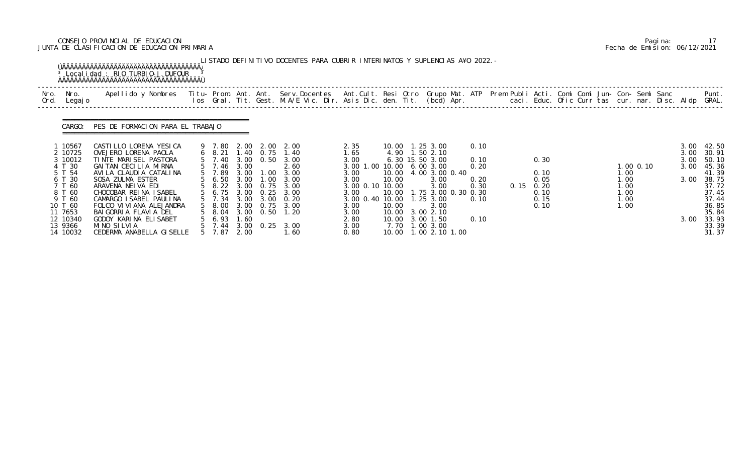CONSEJO PROVINCIAL DE EDUCACION
JUNTA DE CLASIFICACION DE EDUCACION PRIMARIA

Pagina: 17
Fecha de Emision: 06/12/2021

LISTADO DEFINITIVO DOCENTES PARA CUBRIR INTERINATOS Y SUPLENCIAS AÑO 2022.-

Localidad : RIO TURBIO-J.DUFOUR

CARGO: PES DE FORMACION PARA EL TRABAJO

| Nro. Ord. | Nro. Legajo | Apellido y Nombres | Titu-los | Prom. Gral. | Ant. Tit. | Ant. Gest. | Serv.Docentes M.A/E Vic. Dir. | Ant.Cult. Asis Dic. | Resi den. | Otro Tit. | Grupo Mat. (bcd) | ATP Apr. | Prem Publi caci. | Acti. Educ. | Comi Ofic | Comi Curr | Jun-tas | Con-cur. | Semi nar. | Sanc Disc. | Aldp | Punt. GRAL. |
|---|---|---|---|---|---|---|---|---|---|---|---|---|---|---|---|---|---|---|---|---|---|---|
| 1 | 10567 | CASTILLO LORENA YESICA | 9 | 7.80 | 2.00 | 2.00 | 2.00 | 2.35 | 10.00 | 1.25 | 3.00 | 0.10 | | | | | | | | | 3.00 | 42.50 |
| 2 | 10725 | OVEJERO LORENA PAOLA | 6 | 8.21 | 1.40 | 0.75 | 1.40 | 1.65 | 4.90 | 1.50 | 2.10 | | | | | | | | | | 3.00 | 30.91 |
| 3 | 10012 | TINTE MARISEL PASTORA | 5 | 7.40 | 3.00 | 0.50 | 3.00 | 3.00 | 6.30 | 15.50 | 3.00 | 0.10 | | 0.30 | | | | | | | 3.00 | 50.10 |
| 4 | T 30 | GAITAN CECILIA MIRNA | 5 | 7.46 | 3.00 | | 2.60 | 3.00 1.00 | 10.00 | 6.00 | 3.00 | 0.20 | | | | | | 1.00 | 0.10 | | 3.00 | 45.36 |
| 5 | T 54 | AVILA CLAUDIA CATALINA | 5 | 7.89 | 3.00 | 1.00 | 3.00 | 3.00 | 10.00 | 4.00 | 3.00 0.40 | | | 0.10 | | | | 1.00 | | | | 41.39 |
| 6 | T 30 | SOSA ZULMA ESTER | 5 | 6.50 | 3.00 | 1.00 | 3.00 | 3.00 | 10.00 | | 3.00 | 0.20 | | 0.05 | | | | 1.00 | | | 3.00 | 38.75 |
| 7 | T 60 | ARAVENA NEIVA EDI | 5 | 8.22 | 3.00 | 0.75 | 3.00 | 3.00 0.10 | 10.00 | | 3.00 | 0.30 | 0.15 | 0.20 | | | | 1.00 | | | | 37.72 |
| 8 | T 60 | CHOCOBAR REINA ISABEL | 5 | 6.75 | 3.00 | 0.25 | 3.00 | 3.00 | 10.00 | 1.75 | 3.00 0.30 | 0.30 | | 0.10 | | | | 1.00 | | | | 37.45 |
| 9 | T 60 | CAMARGO ISABEL PAULINA | 5 | 7.34 | 3.00 | 3.00 | 0.20 | 3.00 0.40 | 10.00 | 1.25 | 3.00 | 0.10 | | 0.15 | | | | 1.00 | | | | 37.44 |
| 10 | T 60 | FOLCO VIVIANA ALEJANDRA | 5 | 8.00 | 3.00 | 0.75 | 3.00 | 3.00 | 10.00 | | 3.00 | | | 0.10 | | | | 1.00 | | | | 36.85 |
| 11 | 7653 | BAIGORRIA FLAVIA DEL | 5 | 8.04 | 3.00 | 0.50 | 1.20 | 3.00 | 10.00 | 3.00 | 2.10 | | | | | | | | | | | 35.84 |
| 12 | 10340 | GODOY KARINA ELISABET | 5 | 6.93 | 1.60 | | | 2.80 | 10.00 | 3.00 | 1.50 | 0.10 | | | | | | | | | 3.00 | 33.93 |
| 13 | 9366 | MINO SILVIA | 5 | 7.44 | 3.00 | 0.25 | 3.00 | 3.00 | 7.70 | 1.00 | 3.00 | | | | | | | | | | | 33.39 |
| 14 | 10032 | CEDERMA ANABELLA GISELLE | 5 | 7.87 | 2.00 | | 1.60 | 0.80 | 10.00 | 1.00 | 2.10 1.00 | | | | | | | | | | | 31.37 |